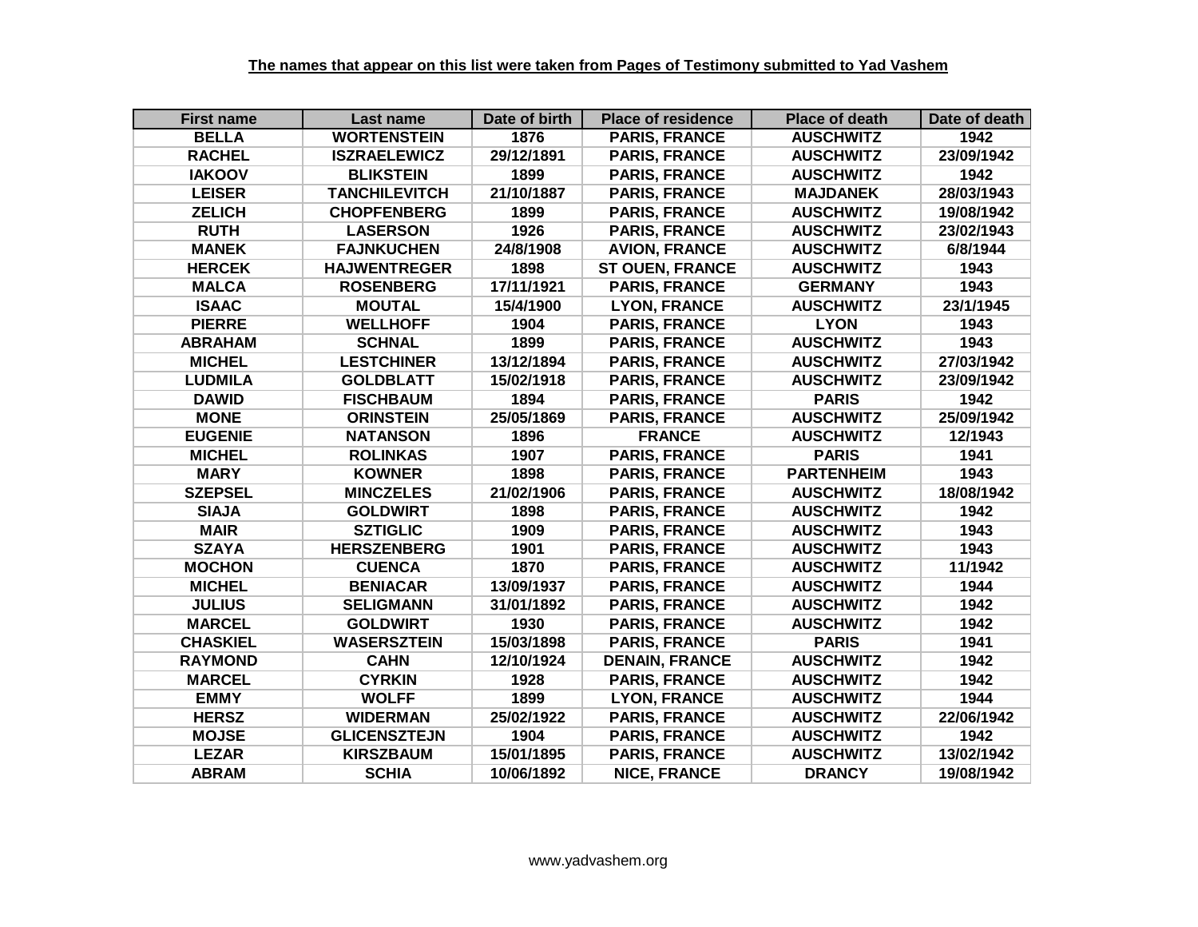**The names that appear on this list were taken from Pages of Testimony submitted to Yad Vashem**

| First name | Last name | Date of birth | Place of residence | Place of death | Date of death |
|---|---|---|---|---|---|
| BELLA | WORTENSTEIN | 1876 | PARIS, FRANCE | AUSCHWITZ | 1942 |
| RACHEL | ISZRAELEWICZ | 29/12/1891 | PARIS, FRANCE | AUSCHWITZ | 23/09/1942 |
| IAKOOV | BLIKSTEIN | 1899 | PARIS, FRANCE | AUSCHWITZ | 1942 |
| LEISER | TANCHILEVITCH | 21/10/1887 | PARIS, FRANCE | MAJDANEK | 28/03/1943 |
| ZELICH | CHOPFENBERG | 1899 | PARIS, FRANCE | AUSCHWITZ | 19/08/1942 |
| RUTH | LASERSON | 1926 | PARIS, FRANCE | AUSCHWITZ | 23/02/1943 |
| MANEK | FAJNKUCHEN | 24/8/1908 | AVION, FRANCE | AUSCHWITZ | 6/8/1944 |
| HERCEK | HAJWENTREGER | 1898 | ST OUEN, FRANCE | AUSCHWITZ | 1943 |
| MALCA | ROSENBERG | 17/11/1921 | PARIS, FRANCE | GERMANY | 1943 |
| ISAAC | MOUTAL | 15/4/1900 | LYON, FRANCE | AUSCHWITZ | 23/1/1945 |
| PIERRE | WELLHOFF | 1904 | PARIS, FRANCE | LYON | 1943 |
| ABRAHAM | SCHNAL | 1899 | PARIS, FRANCE | AUSCHWITZ | 1943 |
| MICHEL | LESTCHINER | 13/12/1894 | PARIS, FRANCE | AUSCHWITZ | 27/03/1942 |
| LUDMILA | GOLDBLATT | 15/02/1918 | PARIS, FRANCE | AUSCHWITZ | 23/09/1942 |
| DAWID | FISCHBAUM | 1894 | PARIS, FRANCE | PARIS | 1942 |
| MONE | ORINSTEIN | 25/05/1869 | PARIS, FRANCE | AUSCHWITZ | 25/09/1942 |
| EUGENIE | NATANSON | 1896 | FRANCE | AUSCHWITZ | 12/1943 |
| MICHEL | ROLINKAS | 1907 | PARIS, FRANCE | PARIS | 1941 |
| MARY | KOWNER | 1898 | PARIS, FRANCE | PARTENHEIM | 1943 |
| SZEPSEL | MINCZELES | 21/02/1906 | PARIS, FRANCE | AUSCHWITZ | 18/08/1942 |
| SIAJA | GOLDWIRT | 1898 | PARIS, FRANCE | AUSCHWITZ | 1942 |
| MAIR | SZTIGLIC | 1909 | PARIS, FRANCE | AUSCHWITZ | 1943 |
| SZAYA | HERSZENBERG | 1901 | PARIS, FRANCE | AUSCHWITZ | 1943 |
| MOCHON | CUENCA | 1870 | PARIS, FRANCE | AUSCHWITZ | 11/1942 |
| MICHEL | BENIACAR | 13/09/1937 | PARIS, FRANCE | AUSCHWITZ | 1944 |
| JULIUS | SELIGMANN | 31/01/1892 | PARIS, FRANCE | AUSCHWITZ | 1942 |
| MARCEL | GOLDWIRT | 1930 | PARIS, FRANCE | AUSCHWITZ | 1942 |
| CHASKIEL | WASERSZTEIN | 15/03/1898 | PARIS, FRANCE | PARIS | 1941 |
| RAYMOND | CAHN | 12/10/1924 | DENAIN, FRANCE | AUSCHWITZ | 1942 |
| MARCEL | CYRKIN | 1928 | PARIS, FRANCE | AUSCHWITZ | 1942 |
| EMMY | WOLFF | 1899 | LYON, FRANCE | AUSCHWITZ | 1944 |
| HERSZ | WIDERMAN | 25/02/1922 | PARIS, FRANCE | AUSCHWITZ | 22/06/1942 |
| MOJSE | GLICENSZTEJN | 1904 | PARIS, FRANCE | AUSCHWITZ | 1942 |
| LEZAR | KIRSZBAUM | 15/01/1895 | PARIS, FRANCE | AUSCHWITZ | 13/02/1942 |
| ABRAM | SCHIA | 10/06/1892 | NICE, FRANCE | DRANCY | 19/08/1942 |

www.yadvashem.org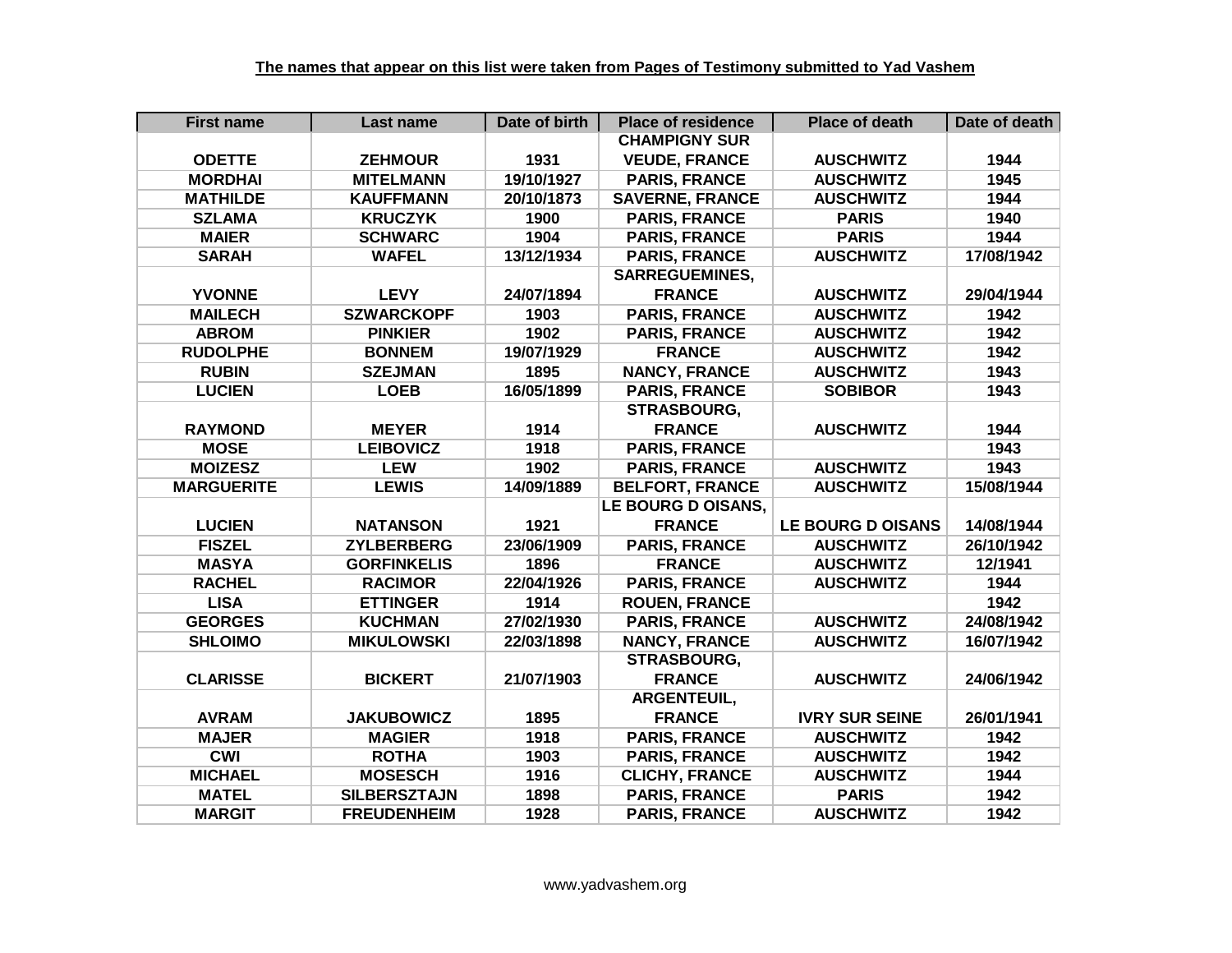**The names that appear on this list were taken from Pages of Testimony submitted to Yad Vashem**

| First name | Last name | Date of birth | Place of residence | Place of death | Date of death |
|---|---|---|---|---|---|
| ODETTE | ZEHMOUR | 1931 | CHAMPIGNY SUR VEUDE, FRANCE | AUSCHWITZ | 1944 |
| MORDHAI | MITELMANN | 19/10/1927 | PARIS, FRANCE | AUSCHWITZ | 1945 |
| MATHILDE | KAUFFMANN | 20/10/1873 | SAVERNE, FRANCE | AUSCHWITZ | 1944 |
| SZLAMA | KRUCZYK | 1900 | PARIS, FRANCE | PARIS | 1940 |
| MAIER | SCHWARC | 1904 | PARIS, FRANCE | PARIS | 1944 |
| SARAH | WAFEL | 13/12/1934 | PARIS, FRANCE | AUSCHWITZ | 17/08/1942 |
| YVONNE | LEVY | 24/07/1894 | SARREGUEMINES, FRANCE | AUSCHWITZ | 29/04/1944 |
| MAILECH | SZWARCKOPF | 1903 | PARIS, FRANCE | AUSCHWITZ | 1942 |
| ABROM | PINKIER | 1902 | PARIS, FRANCE | AUSCHWITZ | 1942 |
| RUDOLPHE | BONNEM | 19/07/1929 | FRANCE | AUSCHWITZ | 1942 |
| RUBIN | SZEJMAN | 1895 | NANCY, FRANCE | AUSCHWITZ | 1943 |
| LUCIEN | LOEB | 16/05/1899 | PARIS, FRANCE | SOBIBOR | 1943 |
| RAYMOND | MEYER | 1914 | STRASBOURG, FRANCE | AUSCHWITZ | 1944 |
| MOSE | LEIBOVICZ | 1918 | PARIS, FRANCE | | 1943 |
| MOIZESZ | LEW | 1902 | PARIS, FRANCE | AUSCHWITZ | 1943 |
| MARGUERITE | LEWIS | 14/09/1889 | BELFORT, FRANCE | AUSCHWITZ | 15/08/1944 |
| LUCIEN | NATANSON | 1921 | LE BOURG D OISANS, FRANCE | LE BOURG D OISANS | 14/08/1944 |
| FISZEL | ZYLBERBERG | 23/06/1909 | PARIS, FRANCE | AUSCHWITZ | 26/10/1942 |
| MASYA | GORFINKELIS | 1896 | FRANCE | AUSCHWITZ | 12/1941 |
| RACHEL | RACIMOR | 22/04/1926 | PARIS, FRANCE | AUSCHWITZ | 1944 |
| LISA | ETTINGER | 1914 | ROUEN, FRANCE | | 1942 |
| GEORGES | KUCHMAN | 27/02/1930 | PARIS, FRANCE | AUSCHWITZ | 24/08/1942 |
| SHLOIMO | MIKULOWSKI | 22/03/1898 | NANCY, FRANCE | AUSCHWITZ | 16/07/1942 |
| CLARISSE | BICKERT | 21/07/1903 | STRASBOURG, FRANCE | AUSCHWITZ | 24/06/1942 |
| AVRAM | JAKUBOWICZ | 1895 | ARGENTEUIL, FRANCE | IVRY SUR SEINE | 26/01/1941 |
| MAJER | MAGIER | 1918 | PARIS, FRANCE | AUSCHWITZ | 1942 |
| CWI | ROTHA | 1903 | PARIS, FRANCE | AUSCHWITZ | 1942 |
| MICHAEL | MOSESCH | 1916 | CLICHY, FRANCE | AUSCHWITZ | 1944 |
| MATEL | SILBERSZTAJN | 1898 | PARIS, FRANCE | PARIS | 1942 |
| MARGIT | FREUDENHEIM | 1928 | PARIS, FRANCE | AUSCHWITZ | 1942 |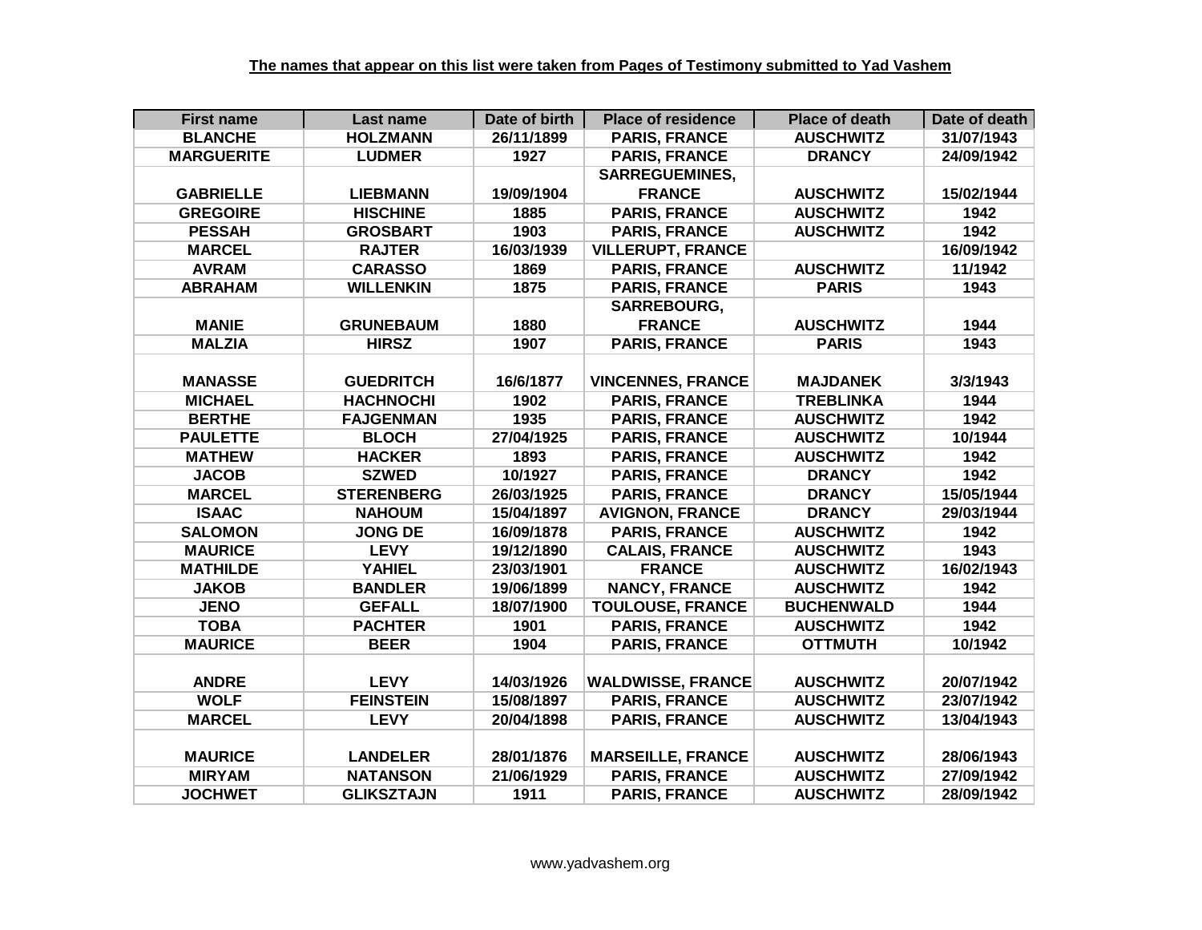**The names that appear on this list were taken from Pages of Testimony submitted to Yad Vashem**

| First name | Last name | Date of birth | Place of residence | Place of death | Date of death |
|---|---|---|---|---|---|
| BLANCHE | HOLZMANN | 26/11/1899 | PARIS, FRANCE | AUSCHWITZ | 31/07/1943 |
| MARGUERITE | LUDMER | 1927 | PARIS, FRANCE | DRANCY | 24/09/1942 |
| GABRIELLE | LIEBMANN | 19/09/1904 | SARREGUEMINES, FRANCE | AUSCHWITZ | 15/02/1944 |
| GREGOIRE | HISCHINE | 1885 | PARIS, FRANCE | AUSCHWITZ | 1942 |
| PESSAH | GROSBART | 1903 | PARIS, FRANCE | AUSCHWITZ | 1942 |
| MARCEL | RAJTER | 16/03/1939 | VILLERUPT, FRANCE | | 16/09/1942 |
| AVRAM | CARASSO | 1869 | PARIS, FRANCE | AUSCHWITZ | 11/1942 |
| ABRAHAM | WILLENKIN | 1875 | PARIS, FRANCE | PARIS | 1943 |
| MANIE | GRUNEBAUM | 1880 | SARREBOURG, FRANCE | AUSCHWITZ | 1944 |
| MALZIA | HIRSZ | 1907 | PARIS, FRANCE | PARIS | 1943 |
| MANASSE | GUEDRITCH | 16/6/1877 | VINCENNES, FRANCE | MAJDANEK | 3/3/1943 |
| MICHAEL | HACHNOCHI | 1902 | PARIS, FRANCE | TREBLINKA | 1944 |
| BERTHE | FAJGENMAN | 1935 | PARIS, FRANCE | AUSCHWITZ | 1942 |
| PAULETTE | BLOCH | 27/04/1925 | PARIS, FRANCE | AUSCHWITZ | 10/1944 |
| MATHEW | HACKER | 1893 | PARIS, FRANCE | AUSCHWITZ | 1942 |
| JACOB | SZWED | 10/1927 | PARIS, FRANCE | DRANCY | 1942 |
| MARCEL | STERENBERG | 26/03/1925 | PARIS, FRANCE | DRANCY | 15/05/1944 |
| ISAAC | NAHOUM | 15/04/1897 | AVIGNON, FRANCE | DRANCY | 29/03/1944 |
| SALOMON | JONG DE | 16/09/1878 | PARIS, FRANCE | AUSCHWITZ | 1942 |
| MAURICE | LEVY | 19/12/1890 | CALAIS, FRANCE | AUSCHWITZ | 1943 |
| MATHILDE | YAHIEL | 23/03/1901 | FRANCE | AUSCHWITZ | 16/02/1943 |
| JAKOB | BANDLER | 19/06/1899 | NANCY, FRANCE | AUSCHWITZ | 1942 |
| JENO | GEFALL | 18/07/1900 | TOULOUSE, FRANCE | BUCHENWALD | 1944 |
| TOBA | PACHTER | 1901 | PARIS, FRANCE | AUSCHWITZ | 1942 |
| MAURICE | BEER | 1904 | PARIS, FRANCE | OTTMUTH | 10/1942 |
| ANDRE | LEVY | 14/03/1926 | WALDWISSE, FRANCE | AUSCHWITZ | 20/07/1942 |
| WOLF | FEINSTEIN | 15/08/1897 | PARIS, FRANCE | AUSCHWITZ | 23/07/1942 |
| MARCEL | LEVY | 20/04/1898 | PARIS, FRANCE | AUSCHWITZ | 13/04/1943 |
| MAURICE | LANDELER | 28/01/1876 | MARSEILLE, FRANCE | AUSCHWITZ | 28/06/1943 |
| MIRYAM | NATANSON | 21/06/1929 | PARIS, FRANCE | AUSCHWITZ | 27/09/1942 |
| JOCHWET | GLIKSZTAJN | 1911 | PARIS, FRANCE | AUSCHWITZ | 28/09/1942 |

www.yadvashem.org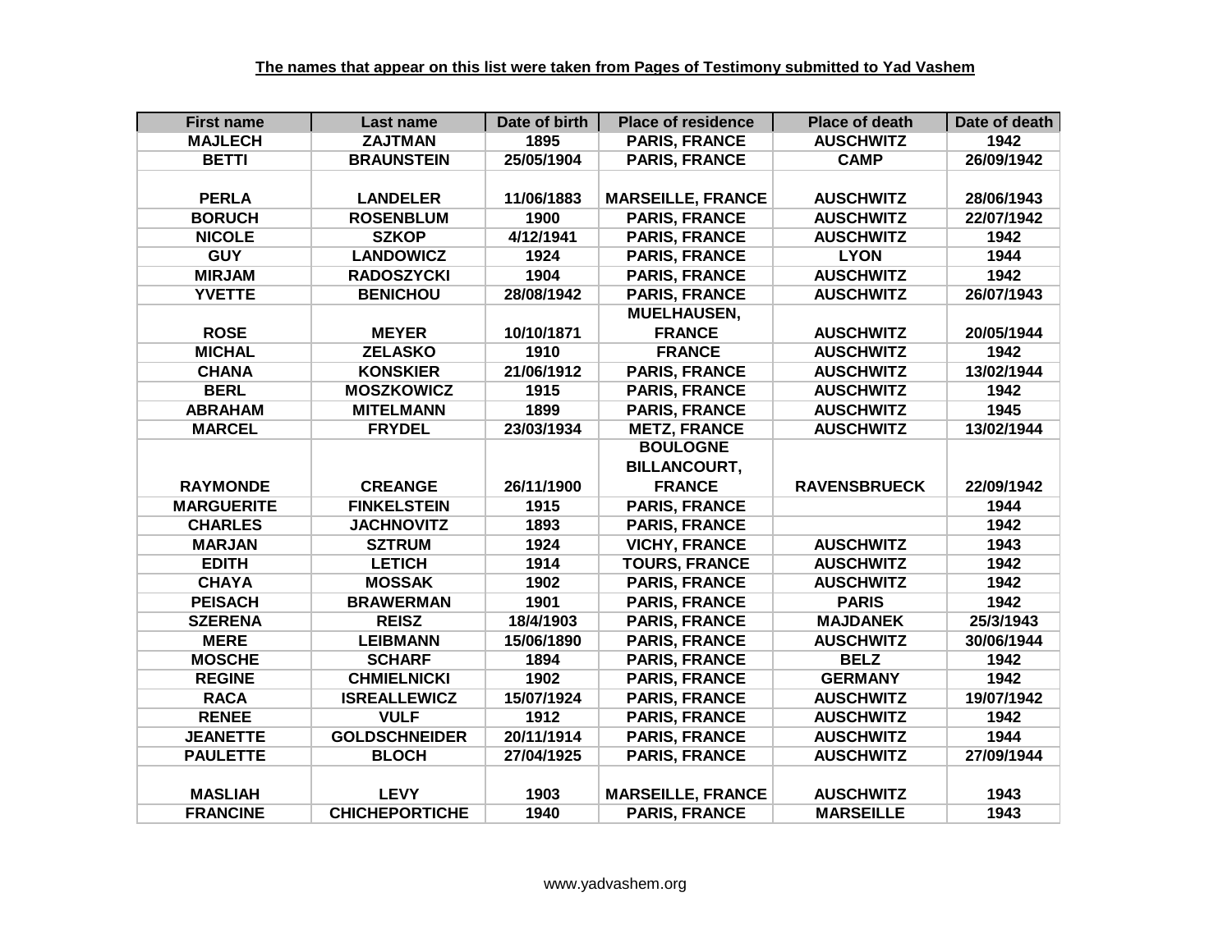**The names that appear on this list were taken from Pages of Testimony submitted to Yad Vashem**

| First name | Last name | Date of birth | Place of residence | Place of death | Date of death |
|---|---|---|---|---|---|
| MAJLECH | ZAJTMAN | 1895 | PARIS, FRANCE | AUSCHWITZ | 1942 |
| BETTI | BRAUNSTEIN | 25/05/1904 | PARIS, FRANCE | CAMP | 26/09/1942 |
| PERLA | LANDELER | 11/06/1883 | MARSEILLE, FRANCE | AUSCHWITZ | 28/06/1943 |
| BORUCH | ROSENBLUM | 1900 | PARIS, FRANCE | AUSCHWITZ | 22/07/1942 |
| NICOLE | SZKOP | 4/12/1941 | PARIS, FRANCE | AUSCHWITZ | 1942 |
| GUY | LANDOWICZ | 1924 | PARIS, FRANCE | LYON | 1944 |
| MIRJAM | RADOSZYCKI | 1904 | PARIS, FRANCE | AUSCHWITZ | 1942 |
| YVETTE | BENICHOU | 28/08/1942 | PARIS, FRANCE | AUSCHWITZ | 26/07/1943 |
| ROSE | MEYER | 10/10/1871 | MUELHAUSEN, FRANCE | AUSCHWITZ | 20/05/1944 |
| MICHAL | ZELASKO | 1910 | FRANCE | AUSCHWITZ | 1942 |
| CHANA | KONSKIER | 21/06/1912 | PARIS, FRANCE | AUSCHWITZ | 13/02/1944 |
| BERL | MOSZKOWICZ | 1915 | PARIS, FRANCE | AUSCHWITZ | 1942 |
| ABRAHAM | MITELMANN | 1899 | PARIS, FRANCE | AUSCHWITZ | 1945 |
| MARCEL | FRYDEL | 23/03/1934 | METZ, FRANCE | AUSCHWITZ | 13/02/1944 |
| RAYMONDE | CREANGE | 26/11/1900 | BOULOGNE BILLANCOURT, FRANCE | RAVENSBRUECK | 22/09/1942 |
| MARGUERITE | FINKELSTEIN | 1915 | PARIS, FRANCE | | 1944 |
| CHARLES | JACHNOVITZ | 1893 | PARIS, FRANCE | | 1942 |
| MARJAN | SZTRUM | 1924 | VICHY, FRANCE | AUSCHWITZ | 1943 |
| EDITH | LETICH | 1914 | TOURS, FRANCE | AUSCHWITZ | 1942 |
| CHAYA | MOSSAK | 1902 | PARIS, FRANCE | AUSCHWITZ | 1942 |
| PEISACH | BRAWERMAN | 1901 | PARIS, FRANCE | PARIS | 1942 |
| SZERENA | REISZ | 18/4/1903 | PARIS, FRANCE | MAJDANEK | 25/3/1943 |
| MERE | LEIBMANN | 15/06/1890 | PARIS, FRANCE | AUSCHWITZ | 30/06/1944 |
| MOSCHE | SCHARF | 1894 | PARIS, FRANCE | BELZ | 1942 |
| REGINE | CHMIELNICKI | 1902 | PARIS, FRANCE | GERMANY | 1942 |
| RACA | ISREALLEWICZ | 15/07/1924 | PARIS, FRANCE | AUSCHWITZ | 19/07/1942 |
| RENEE | VULF | 1912 | PARIS, FRANCE | AUSCHWITZ | 1942 |
| JEANETTE | GOLDSCHNEIDER | 20/11/1914 | PARIS, FRANCE | AUSCHWITZ | 1944 |
| PAULETTE | BLOCH | 27/04/1925 | PARIS, FRANCE | AUSCHWITZ | 27/09/1944 |
| MASLIAH | LEVY | 1903 | MARSEILLE, FRANCE | AUSCHWITZ | 1943 |
| FRANCINE | CHICHEPORTICHE | 1940 | PARIS, FRANCE | MARSEILLE | 1943 |

www.yadvashem.org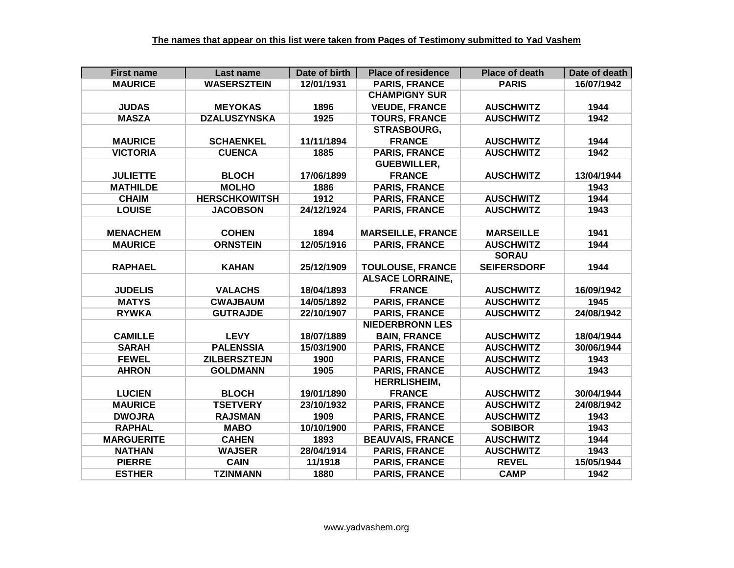**The names that appear on this list were taken from Pages of Testimony submitted to Yad Vashem**

| First name | Last name | Date of birth | Place of residence | Place of death | Date of death |
|---|---|---|---|---|---|
| MAURICE | WASERSZTEIN | 12/01/1931 | PARIS, FRANCE | PARIS | 16/07/1942 |
| JUDAS | MEYOKAS | 1896 | CHAMPIGNY SUR VEUDE, FRANCE | AUSCHWITZ | 1944 |
| MASZA | DZALUSZYNSKA | 1925 | TOURS, FRANCE | AUSCHWITZ | 1942 |
| MAURICE | SCHAENKEL | 11/11/1894 | STRASBOURG, FRANCE | AUSCHWITZ | 1944 |
| VICTORIA | CUENCA | 1885 | PARIS, FRANCE | AUSCHWITZ | 1942 |
| JULIETTE | BLOCH | 17/06/1899 | GUEBWILLER, FRANCE | AUSCHWITZ | 13/04/1944 |
| MATHILDE | MOLHO | 1886 | PARIS, FRANCE | | 1943 |
| CHAIM | HERSCHKOWITSH | 1912 | PARIS, FRANCE | AUSCHWITZ | 1944 |
| LOUISE | JACOBSON | 24/12/1924 | PARIS, FRANCE | AUSCHWITZ | 1943 |
| MENACHEM | COHEN | 1894 | MARSEILLE, FRANCE | MARSEILLE | 1941 |
| MAURICE | ORNSTEIN | 12/05/1916 | PARIS, FRANCE | AUSCHWITZ | 1944 |
| RAPHAEL | KAHAN | 25/12/1909 | TOULOUSE, FRANCE | SORAU SEIFERSDORF | 1944 |
| JUDELIS | VALACHS | 18/04/1893 | ALSACE LORRAINE, FRANCE | AUSCHWITZ | 16/09/1942 |
| MATYS | CWAJBAUM | 14/05/1892 | PARIS, FRANCE | AUSCHWITZ | 1945 |
| RYWKA | GUTRAJDE | 22/10/1907 | PARIS, FRANCE | AUSCHWITZ | 24/08/1942 |
| CAMILLE | LEVY | 18/07/1889 | NIEDERBRONN LES BAIN, FRANCE | AUSCHWITZ | 18/04/1944 |
| SARAH | PALENSSIA | 15/03/1900 | PARIS, FRANCE | AUSCHWITZ | 30/06/1944 |
| FEWEL | ZILBERSZTEJN | 1900 | PARIS, FRANCE | AUSCHWITZ | 1943 |
| AHRON | GOLDMANN | 1905 | PARIS, FRANCE | AUSCHWITZ | 1943 |
| LUCIEN | BLOCH | 19/01/1890 | HERRLISHEIM, FRANCE | AUSCHWITZ | 30/04/1944 |
| MAURICE | TSETVERY | 23/10/1932 | PARIS, FRANCE | AUSCHWITZ | 24/08/1942 |
| DWOJRA | RAJSMAN | 1909 | PARIS, FRANCE | AUSCHWITZ | 1943 |
| RAPHAL | MABO | 10/10/1900 | PARIS, FRANCE | SOBIBOR | 1943 |
| MARGUERITE | CAHEN | 1893 | BEAUVAIS, FRANCE | AUSCHWITZ | 1944 |
| NATHAN | WAJSER | 28/04/1914 | PARIS, FRANCE | AUSCHWITZ | 1943 |
| PIERRE | CAIN | 11/1918 | PARIS, FRANCE | REVEL | 15/05/1944 |
| ESTHER | TZINMANN | 1880 | PARIS, FRANCE | CAMP | 1942 |

www.yadvashem.org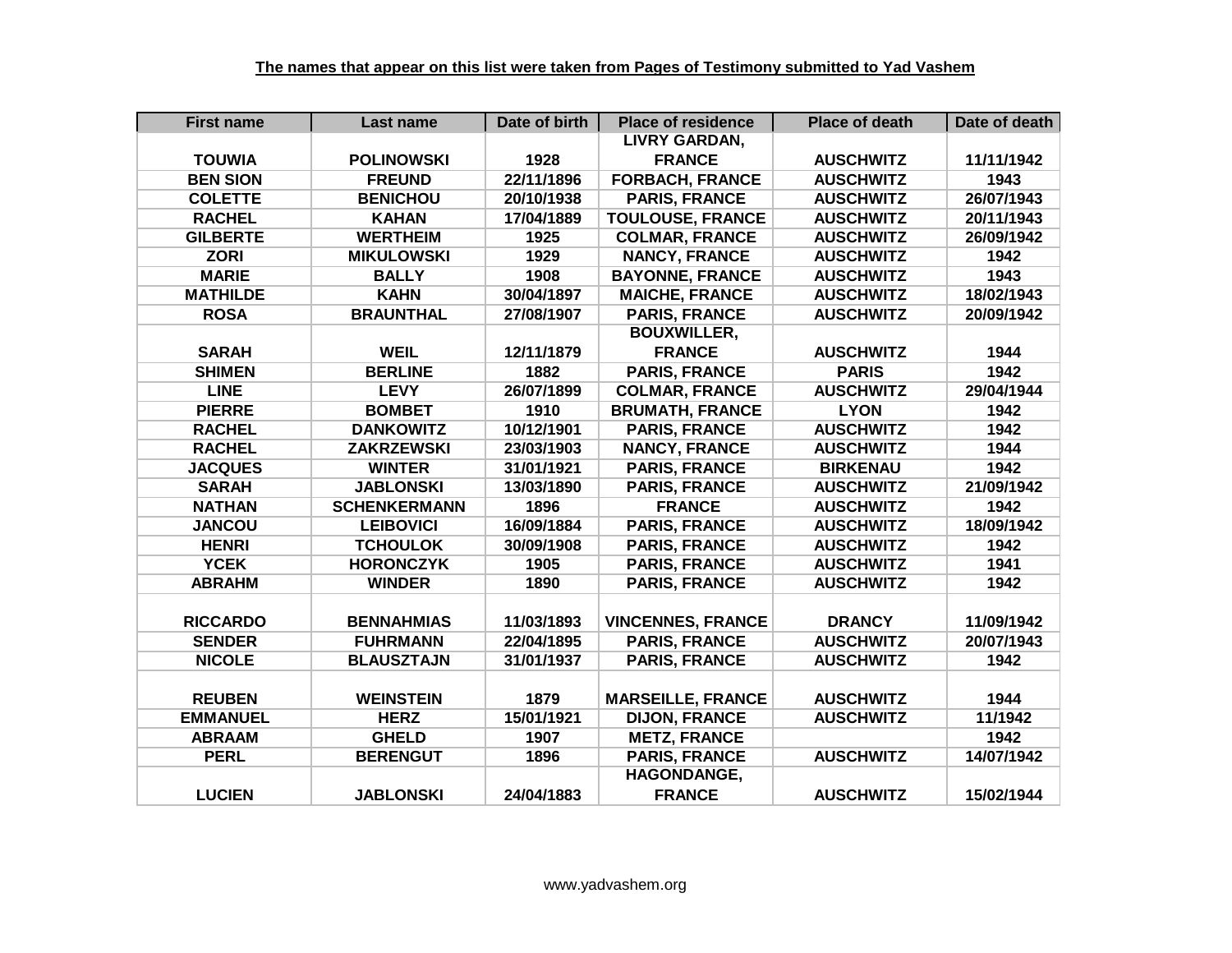**The names that appear on this list were taken from Pages of Testimony submitted to Yad Vashem**

| First name | Last name | Date of birth | Place of residence | Place of death | Date of death |
|---|---|---|---|---|---|
| TOUWIA | POLINOWSKI | 1928 | LIVRY GARDAN, FRANCE | AUSCHWITZ | 11/11/1942 |
| BEN SION | FREUND | 22/11/1896 | FORBACH, FRANCE | AUSCHWITZ | 1943 |
| COLETTE | BENICHOU | 20/10/1938 | PARIS, FRANCE | AUSCHWITZ | 26/07/1943 |
| RACHEL | KAHAN | 17/04/1889 | TOULOUSE, FRANCE | AUSCHWITZ | 20/11/1943 |
| GILBERTE | WERTHEIM | 1925 | COLMAR, FRANCE | AUSCHWITZ | 26/09/1942 |
| ZORI | MIKULOWSKI | 1929 | NANCY, FRANCE | AUSCHWITZ | 1942 |
| MARIE | BALLY | 1908 | BAYONNE, FRANCE | AUSCHWITZ | 1943 |
| MATHILDE | KAHN | 30/04/1897 | MAICHE, FRANCE | AUSCHWITZ | 18/02/1943 |
| ROSA | BRAUNTHAL | 27/08/1907 | PARIS, FRANCE | AUSCHWITZ | 20/09/1942 |
| SARAH | WEIL | 12/11/1879 | BOUXWILLER, FRANCE | AUSCHWITZ | 1944 |
| SHIMEN | BERLINE | 1882 | PARIS, FRANCE | PARIS | 1942 |
| LINE | LEVY | 26/07/1899 | COLMAR, FRANCE | AUSCHWITZ | 29/04/1944 |
| PIERRE | BOMBET | 1910 | BRUMATH, FRANCE | LYON | 1942 |
| RACHEL | DANKOWITZ | 10/12/1901 | PARIS, FRANCE | AUSCHWITZ | 1942 |
| RACHEL | ZAKRZEWSKI | 23/03/1903 | NANCY, FRANCE | AUSCHWITZ | 1944 |
| JACQUES | WINTER | 31/01/1921 | PARIS, FRANCE | BIRKENAU | 1942 |
| SARAH | JABLONSKI | 13/03/1890 | PARIS, FRANCE | AUSCHWITZ | 21/09/1942 |
| NATHAN | SCHENKERMANN | 1896 | FRANCE | AUSCHWITZ | 1942 |
| JANCOU | LEIBOVICI | 16/09/1884 | PARIS, FRANCE | AUSCHWITZ | 18/09/1942 |
| HENRI | TCHOULOK | 30/09/1908 | PARIS, FRANCE | AUSCHWITZ | 1942 |
| YCEK | HORONCZYK | 1905 | PARIS, FRANCE | AUSCHWITZ | 1941 |
| ABRAHM | WINDER | 1890 | PARIS, FRANCE | AUSCHWITZ | 1942 |
| RICCARDO | BENNAHMIAS | 11/03/1893 | VINCENNES, FRANCE | DRANCY | 11/09/1942 |
| SENDER | FUHRMANN | 22/04/1895 | PARIS, FRANCE | AUSCHWITZ | 20/07/1943 |
| NICOLE | BLAUSZTAJN | 31/01/1937 | PARIS, FRANCE | AUSCHWITZ | 1942 |
| REUBEN | WEINSTEIN | 1879 | MARSEILLE, FRANCE | AUSCHWITZ | 1944 |
| EMMANUEL | HERZ | 15/01/1921 | DIJON, FRANCE | AUSCHWITZ | 11/1942 |
| ABRAAM | GHELD | 1907 | METZ, FRANCE | | 1942 |
| PERL | BERENGUT | 1896 | PARIS, FRANCE | AUSCHWITZ | 14/07/1942 |
| LUCIEN | JABLONSKI | 24/04/1883 | HAGONDANGE, FRANCE | AUSCHWITZ | 15/02/1944 |

www.yadvashem.org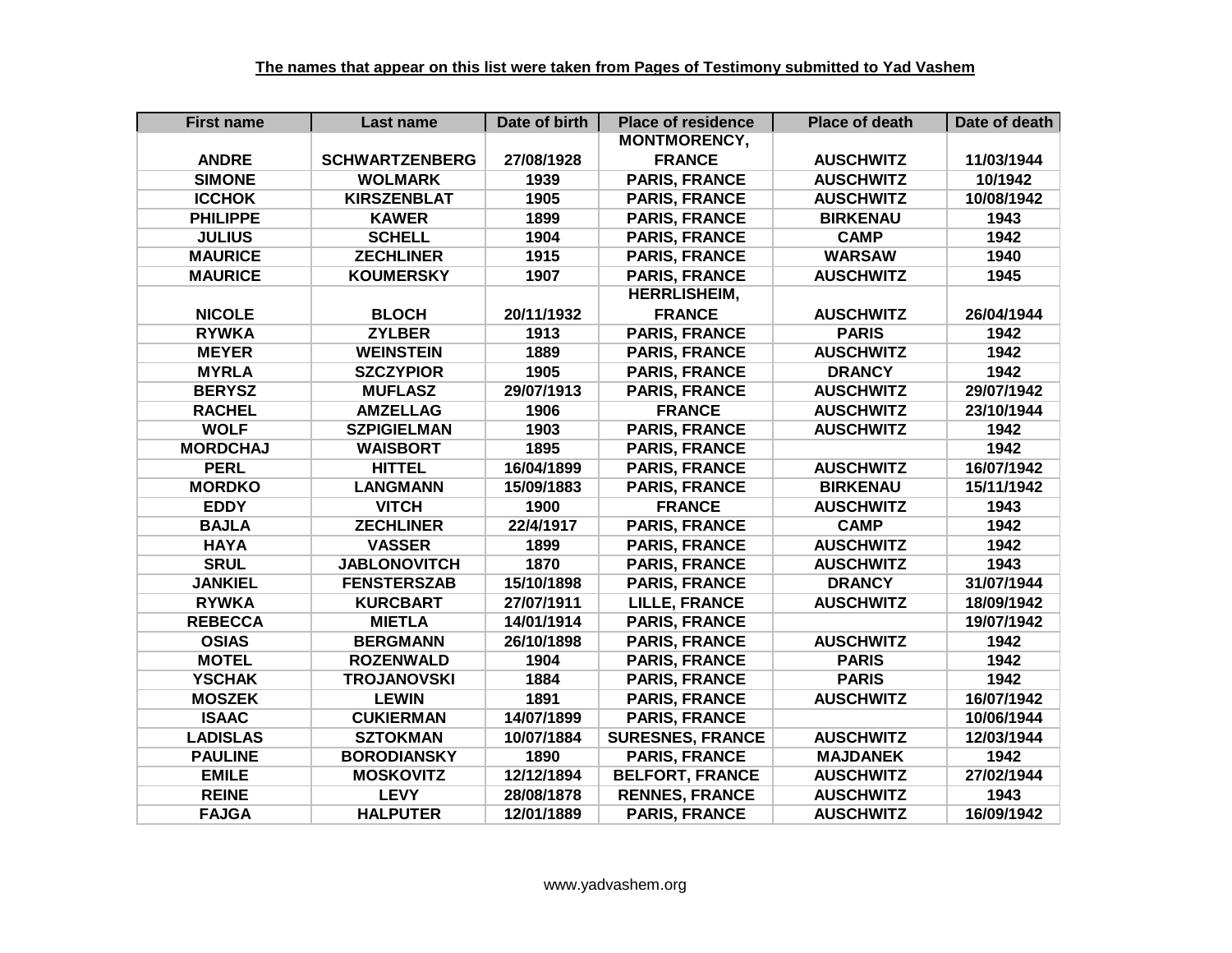**The names that appear on this list were taken from Pages of Testimony submitted to Yad Vashem**

| First name | Last name | Date of birth | Place of residence | Place of death | Date of death |
|---|---|---|---|---|---|
| ANDRE | SCHWARTZENBERG | 27/08/1928 | MONTMORENCY, FRANCE | AUSCHWITZ | 11/03/1944 |
| SIMONE | WOLMARK | 1939 | PARIS, FRANCE | AUSCHWITZ | 10/1942 |
| ICCHOK | KIRSZENBLAT | 1905 | PARIS, FRANCE | AUSCHWITZ | 10/08/1942 |
| PHILIPPE | KAWER | 1899 | PARIS, FRANCE | BIRKENAU | 1943 |
| JULIUS | SCHELL | 1904 | PARIS, FRANCE | CAMP | 1942 |
| MAURICE | ZECHLINER | 1915 | PARIS, FRANCE | WARSAW | 1940 |
| MAURICE | KOUMERSKY | 1907 | PARIS, FRANCE | AUSCHWITZ | 1945 |
| NICOLE | BLOCH | 20/11/1932 | HERRLISHEIM, FRANCE | AUSCHWITZ | 26/04/1944 |
| RYWKA | ZYLBER | 1913 | PARIS, FRANCE | PARIS | 1942 |
| MEYER | WEINSTEIN | 1889 | PARIS, FRANCE | AUSCHWITZ | 1942 |
| MYRLA | SZCZYPIOR | 1905 | PARIS, FRANCE | DRANCY | 1942 |
| BERYSZ | MUFLASZ | 29/07/1913 | PARIS, FRANCE | AUSCHWITZ | 29/07/1942 |
| RACHEL | AMZELLAG | 1906 | FRANCE | AUSCHWITZ | 23/10/1944 |
| WOLF | SZPIGIELMAN | 1903 | PARIS, FRANCE | AUSCHWITZ | 1942 |
| MORDCHAJ | WAISBORT | 1895 | PARIS, FRANCE | | 1942 |
| PERL | HITTEL | 16/04/1899 | PARIS, FRANCE | AUSCHWITZ | 16/07/1942 |
| MORDKO | LANGMANN | 15/09/1883 | PARIS, FRANCE | BIRKENAU | 15/11/1942 |
| EDDY | VITCH | 1900 | FRANCE | AUSCHWITZ | 1943 |
| BAJLA | ZECHLINER | 22/4/1917 | PARIS, FRANCE | CAMP | 1942 |
| HAYA | VASSER | 1899 | PARIS, FRANCE | AUSCHWITZ | 1942 |
| SRUL | JABLONOVITCH | 1870 | PARIS, FRANCE | AUSCHWITZ | 1943 |
| JANKIEL | FENSTERSZAB | 15/10/1898 | PARIS, FRANCE | DRANCY | 31/07/1944 |
| RYWKA | KURCBART | 27/07/1911 | LILLE, FRANCE | AUSCHWITZ | 18/09/1942 |
| REBECCA | MIETLA | 14/01/1914 | PARIS, FRANCE | | 19/07/1942 |
| OSIAS | BERGMANN | 26/10/1898 | PARIS, FRANCE | AUSCHWITZ | 1942 |
| MOTEL | ROZENWALD | 1904 | PARIS, FRANCE | PARIS | 1942 |
| YSCHAK | TROJANOVSKI | 1884 | PARIS, FRANCE | PARIS | 1942 |
| MOSZEK | LEWIN | 1891 | PARIS, FRANCE | AUSCHWITZ | 16/07/1942 |
| ISAAC | CUKIERMAN | 14/07/1899 | PARIS, FRANCE | | 10/06/1944 |
| LADISLAS | SZTOKMAN | 10/07/1884 | SURESNES, FRANCE | AUSCHWITZ | 12/03/1944 |
| PAULINE | BORODIANSKY | 1890 | PARIS, FRANCE | MAJDANEK | 1942 |
| EMILE | MOSKOVITZ | 12/12/1894 | BELFORT, FRANCE | AUSCHWITZ | 27/02/1944 |
| REINE | LEVY | 28/08/1878 | RENNES, FRANCE | AUSCHWITZ | 1943 |
| FAJGA | HALPUTER | 12/01/1889 | PARIS, FRANCE | AUSCHWITZ | 16/09/1942 |

www.yadvashem.org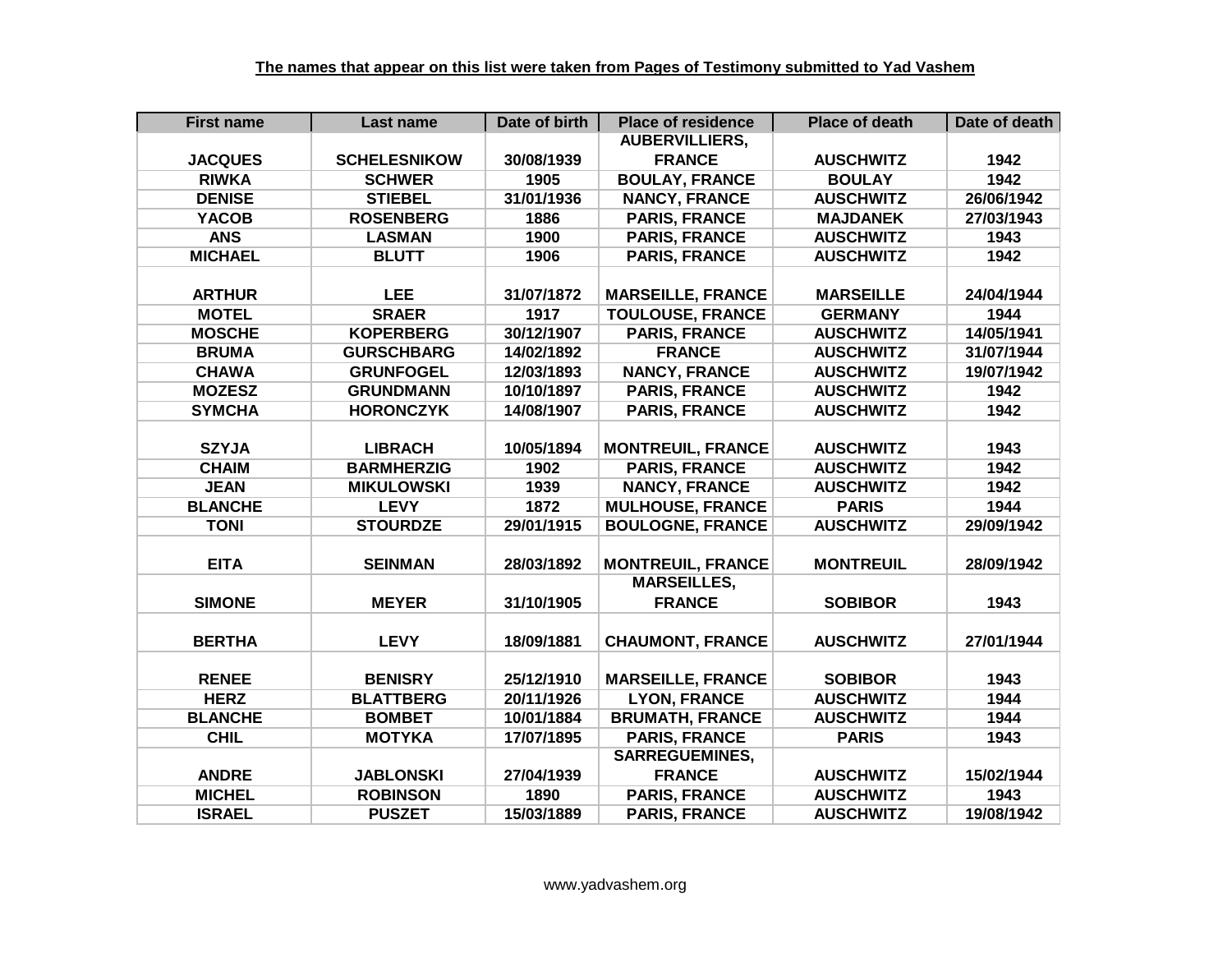**The names that appear on this list were taken from Pages of Testimony submitted to Yad Vashem**

| First name | Last name | Date of birth | Place of residence | Place of death | Date of death |
|---|---|---|---|---|---|
| JACQUES | SCHELESNIKOW | 30/08/1939 | AUBERVILLIERS, FRANCE | AUSCHWITZ | 1942 |
| RIWKA | SCHWER | 1905 | BOULAY, FRANCE | BOULAY | 1942 |
| DENISE | STIEBEL | 31/01/1936 | NANCY, FRANCE | AUSCHWITZ | 26/06/1942 |
| YACOB | ROSENBERG | 1886 | PARIS, FRANCE | MAJDANEK | 27/03/1943 |
| ANS | LASMAN | 1900 | PARIS, FRANCE | AUSCHWITZ | 1943 |
| MICHAEL | BLUTT | 1906 | PARIS, FRANCE | AUSCHWITZ | 1942 |
| ARTHUR | LEE | 31/07/1872 | MARSEILLE, FRANCE | MARSEILLE | 24/04/1944 |
| MOTEL | SRAER | 1917 | TOULOUSE, FRANCE | GERMANY | 1944 |
| MOSCHE | KOPERBERG | 30/12/1907 | PARIS, FRANCE | AUSCHWITZ | 14/05/1941 |
| BRUMA | GURSCHBARG | 14/02/1892 | FRANCE | AUSCHWITZ | 31/07/1944 |
| CHAWA | GRUNFOGEL | 12/03/1893 | NANCY, FRANCE | AUSCHWITZ | 19/07/1942 |
| MOZESZ | GRUNDMANN | 10/10/1897 | PARIS, FRANCE | AUSCHWITZ | 1942 |
| SYMCHA | HORONCZYK | 14/08/1907 | PARIS, FRANCE | AUSCHWITZ | 1942 |
| SZYJA | LIBRACH | 10/05/1894 | MONTREUIL, FRANCE | AUSCHWITZ | 1943 |
| CHAIM | BARMHERZIG | 1902 | PARIS, FRANCE | AUSCHWITZ | 1942 |
| JEAN | MIKULOWSKI | 1939 | NANCY, FRANCE | AUSCHWITZ | 1942 |
| BLANCHE | LEVY | 1872 | MULHOUSE, FRANCE | PARIS | 1944 |
| TONI | STOURDZE | 29/01/1915 | BOULOGNE, FRANCE | AUSCHWITZ | 29/09/1942 |
| EITA | SEINMAN | 28/03/1892 | MONTREUIL, FRANCE | MONTREUIL | 28/09/1942 |
| SIMONE | MEYER | 31/10/1905 | MARSEILLES, FRANCE | SOBIBOR | 1943 |
| BERTHA | LEVY | 18/09/1881 | CHAUMONT, FRANCE | AUSCHWITZ | 27/01/1944 |
| RENEE | BENISRY | 25/12/1910 | MARSEILLE, FRANCE | SOBIBOR | 1943 |
| HERZ | BLATTBERG | 20/11/1926 | LYON, FRANCE | AUSCHWITZ | 1944 |
| BLANCHE | BOMBET | 10/01/1884 | BRUMATH, FRANCE | AUSCHWITZ | 1944 |
| CHIL | MOTYKA | 17/07/1895 | PARIS, FRANCE | PARIS | 1943 |
| ANDRE | JABLONSKI | 27/04/1939 | SARREGUEMINES, FRANCE | AUSCHWITZ | 15/02/1944 |
| MICHEL | ROBINSON | 1890 | PARIS, FRANCE | AUSCHWITZ | 1943 |
| ISRAEL | PUSZET | 15/03/1889 | PARIS, FRANCE | AUSCHWITZ | 19/08/1942 |

www.yadvashem.org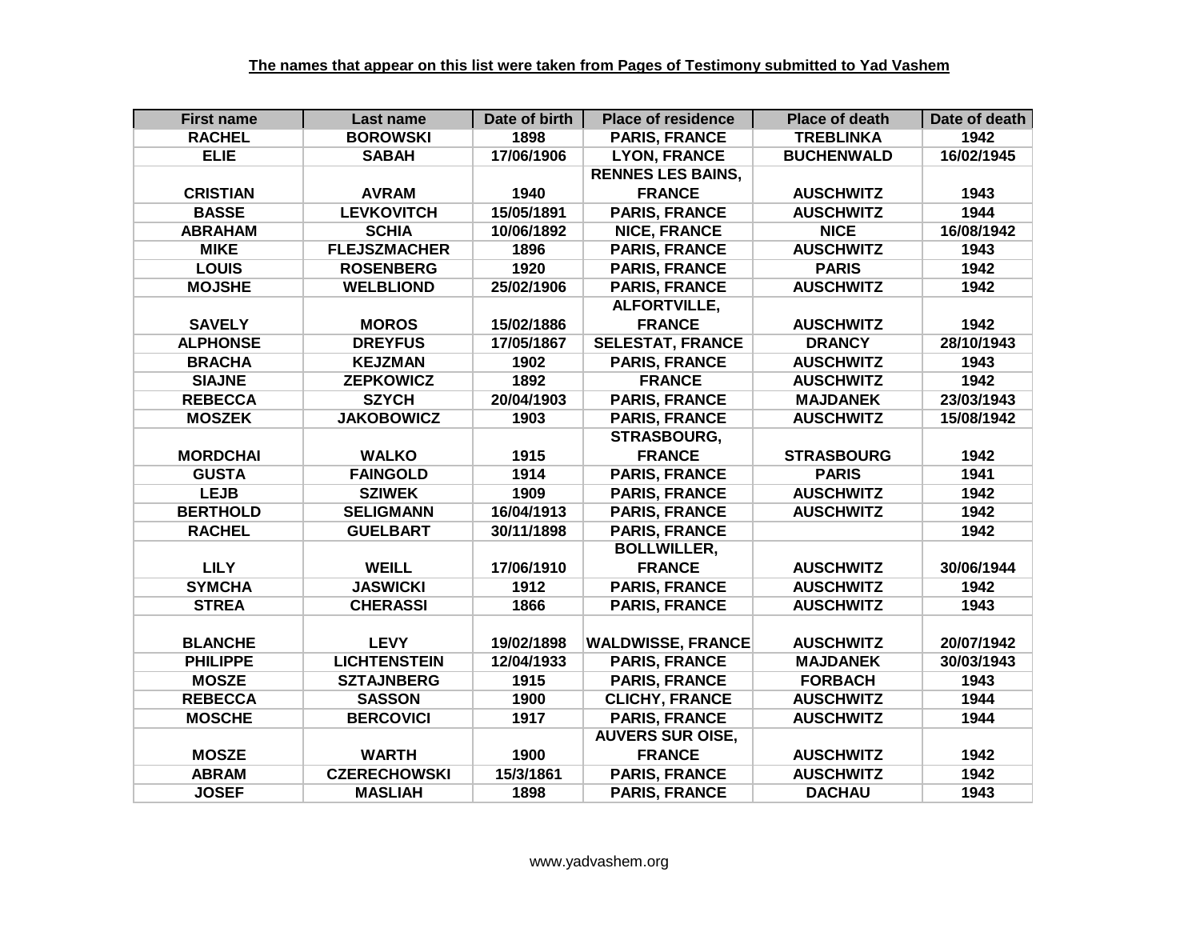**The names that appear on this list were taken from Pages of Testimony submitted to Yad Vashem**

| First name | Last name | Date of birth | Place of residence | Place of death | Date of death |
|---|---|---|---|---|---|
| RACHEL | BOROWSKI | 1898 | PARIS, FRANCE | TREBLINKA | 1942 |
| ELIE | SABAH | 17/06/1906 | LYON, FRANCE | BUCHENWALD | 16/02/1945 |
| CRISTIAN | AVRAM | 1940 | RENNES LES BAINS, FRANCE | AUSCHWITZ | 1943 |
| BASSE | LEVKOVITCH | 15/05/1891 | PARIS, FRANCE | AUSCHWITZ | 1944 |
| ABRAHAM | SCHIA | 10/06/1892 | NICE, FRANCE | NICE | 16/08/1942 |
| MIKE | FLEJSZMACHER | 1896 | PARIS, FRANCE | AUSCHWITZ | 1943 |
| LOUIS | ROSENBERG | 1920 | PARIS, FRANCE | PARIS | 1942 |
| MOJSHE | WELBLIOND | 25/02/1906 | PARIS, FRANCE | AUSCHWITZ | 1942 |
| SAVELY | MOROS | 15/02/1886 | ALFORTVILLE, FRANCE | AUSCHWITZ | 1942 |
| ALPHONSE | DREYFUS | 17/05/1867 | SELESTAT, FRANCE | DRANCY | 28/10/1943 |
| BRACHA | KEJZMAN | 1902 | PARIS, FRANCE | AUSCHWITZ | 1943 |
| SIAJNE | ZEPKOWICZ | 1892 | FRANCE | AUSCHWITZ | 1942 |
| REBECCA | SZYCH | 20/04/1903 | PARIS, FRANCE | MAJDANEK | 23/03/1943 |
| MOSZEK | JAKOBOWICZ | 1903 | PARIS, FRANCE | AUSCHWITZ | 15/08/1942 |
| MORDCHAI | WALKO | 1915 | STRASBOURG, FRANCE | STRASBOURG | 1942 |
| GUSTA | FAINGOLD | 1914 | PARIS, FRANCE | PARIS | 1941 |
| LEJB | SZIWEK | 1909 | PARIS, FRANCE | AUSCHWITZ | 1942 |
| BERTHOLD | SELIGMANN | 16/04/1913 | PARIS, FRANCE | AUSCHWITZ | 1942 |
| RACHEL | GUELBART | 30/11/1898 | PARIS, FRANCE | | 1942 |
| LILY | WEILL | 17/06/1910 | BOLLWILLER, FRANCE | AUSCHWITZ | 30/06/1944 |
| SYMCHA | JASWICKI | 1912 | PARIS, FRANCE | AUSCHWITZ | 1942 |
| STREA | CHERASSI | 1866 | PARIS, FRANCE | AUSCHWITZ | 1943 |
| BLANCHE | LEVY | 19/02/1898 | WALDWISSE, FRANCE | AUSCHWITZ | 20/07/1942 |
| PHILIPPE | LICHTENSTEIN | 12/04/1933 | PARIS, FRANCE | MAJDANEK | 30/03/1943 |
| MOSZE | SZTAJNBERG | 1915 | PARIS, FRANCE | FORBACH | 1943 |
| REBECCA | SASSON | 1900 | CLICHY, FRANCE | AUSCHWITZ | 1944 |
| MOSCHE | BERCOVICI | 1917 | PARIS, FRANCE | AUSCHWITZ | 1944 |
| MOSZE | WARTH | 1900 | AUVERS SUR OISE, FRANCE | AUSCHWITZ | 1942 |
| ABRAM | CZERECHOWSKI | 15/3/1861 | PARIS, FRANCE | AUSCHWITZ | 1942 |
| JOSEF | MASLIAH | 1898 | PARIS, FRANCE | DACHAU | 1943 |

www.yadvashem.org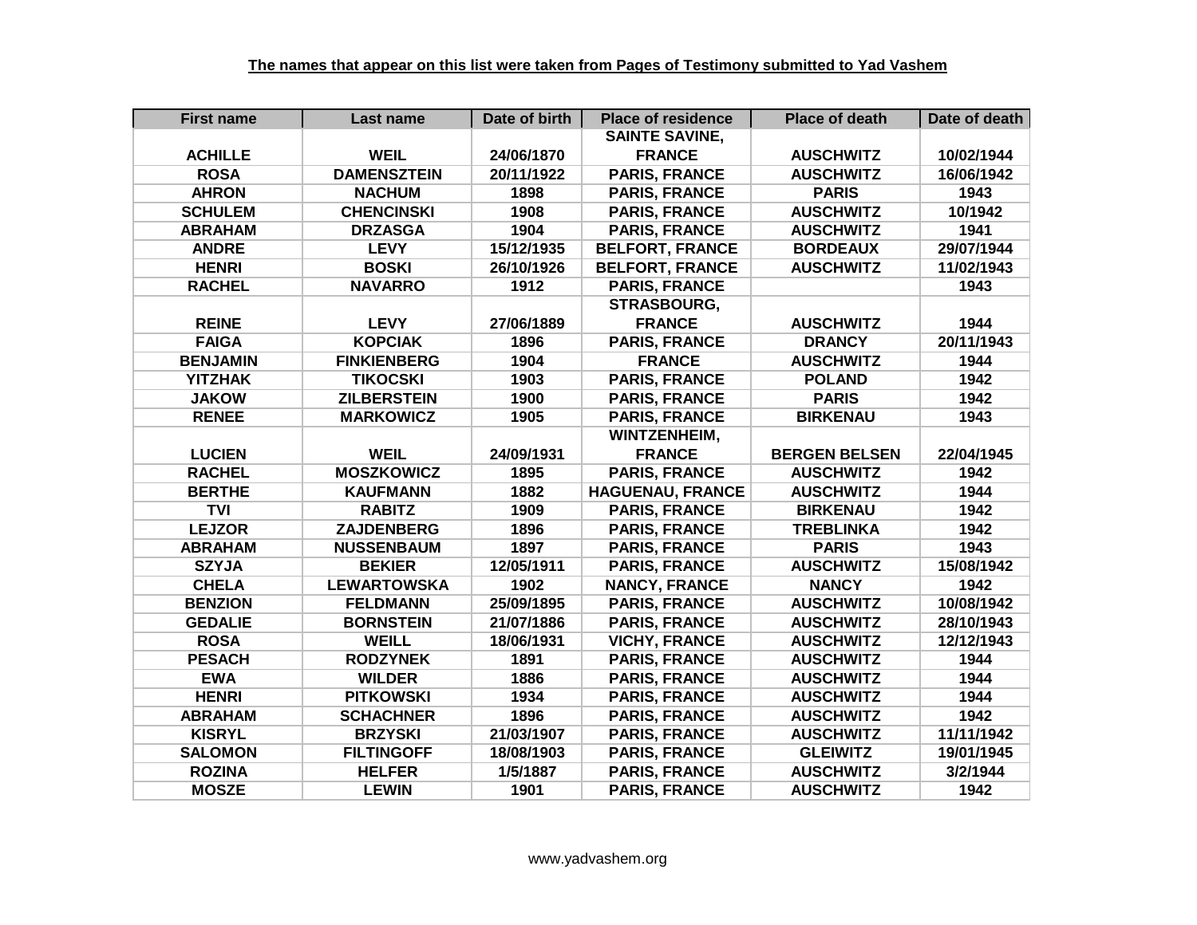**The names that appear on this list were taken from Pages of Testimony submitted to Yad Vashem**

| First name | Last name | Date of birth | Place of residence | Place of death | Date of death |
|---|---|---|---|---|---|
| ACHILLE | WEIL | 24/06/1870 | SAINTE SAVINE, FRANCE | AUSCHWITZ | 10/02/1944 |
| ROSA | DAMENSZTEIN | 20/11/1922 | PARIS, FRANCE | AUSCHWITZ | 16/06/1942 |
| AHRON | NACHUM | 1898 | PARIS, FRANCE | PARIS | 1943 |
| SCHULEM | CHENCINSKI | 1908 | PARIS, FRANCE | AUSCHWITZ | 10/1942 |
| ABRAHAM | DRZASGA | 1904 | PARIS, FRANCE | AUSCHWITZ | 1941 |
| ANDRE | LEVY | 15/12/1935 | BELFORT, FRANCE | BORDEAUX | 29/07/1944 |
| HENRI | BOSKI | 26/10/1926 | BELFORT, FRANCE | AUSCHWITZ | 11/02/1943 |
| RACHEL | NAVARRO | 1912 | PARIS, FRANCE | | 1943 |
| REINE | LEVY | 27/06/1889 | STRASBOURG, FRANCE | AUSCHWITZ | 1944 |
| FAIGA | KOPCIAK | 1896 | PARIS, FRANCE | DRANCY | 20/11/1943 |
| BENJAMIN | FINKIENBERG | 1904 | FRANCE | AUSCHWITZ | 1944 |
| YITZHAK | TIKOCSKI | 1903 | PARIS, FRANCE | POLAND | 1942 |
| JAKOW | ZILBERSTEIN | 1900 | PARIS, FRANCE | PARIS | 1942 |
| RENEE | MARKOWICZ | 1905 | PARIS, FRANCE | BIRKENAU | 1943 |
| LUCIEN | WEIL | 24/09/1931 | WINTZENHEIM, FRANCE | BERGEN BELSEN | 22/04/1945 |
| RACHEL | MOSZKOWICZ | 1895 | PARIS, FRANCE | AUSCHWITZ | 1942 |
| BERTHE | KAUFMANN | 1882 | HAGUENAU, FRANCE | AUSCHWITZ | 1944 |
| TVI | RABITZ | 1909 | PARIS, FRANCE | BIRKENAU | 1942 |
| LEJZOR | ZAJDENBERG | 1896 | PARIS, FRANCE | TREBLINKA | 1942 |
| ABRAHAM | NUSSENBAUM | 1897 | PARIS, FRANCE | PARIS | 1943 |
| SZYJA | BEKIER | 12/05/1911 | PARIS, FRANCE | AUSCHWITZ | 15/08/1942 |
| CHELA | LEWARTOWSKA | 1902 | NANCY, FRANCE | NANCY | 1942 |
| BENZION | FELDMANN | 25/09/1895 | PARIS, FRANCE | AUSCHWITZ | 10/08/1942 |
| GEDALIE | BORNSTEIN | 21/07/1886 | PARIS, FRANCE | AUSCHWITZ | 28/10/1943 |
| ROSA | WEILL | 18/06/1931 | VICHY, FRANCE | AUSCHWITZ | 12/12/1943 |
| PESACH | RODZYNEK | 1891 | PARIS, FRANCE | AUSCHWITZ | 1944 |
| EWA | WILDER | 1886 | PARIS, FRANCE | AUSCHWITZ | 1944 |
| HENRI | PITKOWSKI | 1934 | PARIS, FRANCE | AUSCHWITZ | 1944 |
| ABRAHAM | SCHACHNER | 1896 | PARIS, FRANCE | AUSCHWITZ | 1942 |
| KISRYL | BRZYSKI | 21/03/1907 | PARIS, FRANCE | AUSCHWITZ | 11/11/1942 |
| SALOMON | FILTINGOFF | 18/08/1903 | PARIS, FRANCE | GLEIWITZ | 19/01/1945 |
| ROZINA | HELFER | 1/5/1887 | PARIS, FRANCE | AUSCHWITZ | 3/2/1944 |
| MOSZE | LEWIN | 1901 | PARIS, FRANCE | AUSCHWITZ | 1942 |

www.yadvashem.org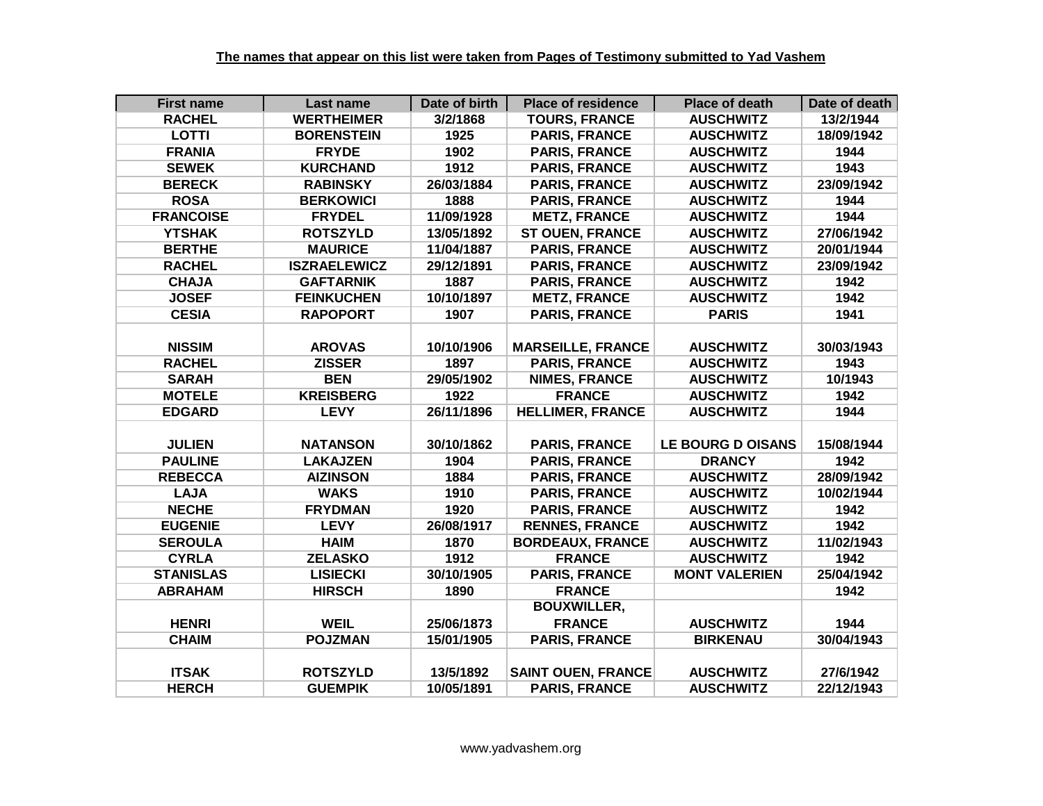**The names that appear on this list were taken from Pages of Testimony submitted to Yad Vashem**

| First name | Last name | Date of birth | Place of residence | Place of death | Date of death |
|---|---|---|---|---|---|
| RACHEL | WERTHEIMER | 3/2/1868 | TOURS, FRANCE | AUSCHWITZ | 13/2/1944 |
| LOTTI | BORENSTEIN | 1925 | PARIS, FRANCE | AUSCHWITZ | 18/09/1942 |
| FRANIA | FRYDE | 1902 | PARIS, FRANCE | AUSCHWITZ | 1944 |
| SEWEK | KURCHAND | 1912 | PARIS, FRANCE | AUSCHWITZ | 1943 |
| BERECK | RABINSKY | 26/03/1884 | PARIS, FRANCE | AUSCHWITZ | 23/09/1942 |
| ROSA | BERKOWICI | 1888 | PARIS, FRANCE | AUSCHWITZ | 1944 |
| FRANCOISE | FRYDEL | 11/09/1928 | METZ, FRANCE | AUSCHWITZ | 1944 |
| YTSHAK | ROTSZYLD | 13/05/1892 | ST OUEN, FRANCE | AUSCHWITZ | 27/06/1942 |
| BERTHE | MAURICE | 11/04/1887 | PARIS, FRANCE | AUSCHWITZ | 20/01/1944 |
| RACHEL | ISZRAELEWICZ | 29/12/1891 | PARIS, FRANCE | AUSCHWITZ | 23/09/1942 |
| CHAJA | GAFTARNIK | 1887 | PARIS, FRANCE | AUSCHWITZ | 1942 |
| JOSEF | FEINKUCHEN | 10/10/1897 | METZ, FRANCE | AUSCHWITZ | 1942 |
| CESIA | RAPOPORT | 1907 | PARIS, FRANCE | PARIS | 1941 |
| NISSIM | AROVAS | 10/10/1906 | MARSEILLE, FRANCE | AUSCHWITZ | 30/03/1943 |
| RACHEL | ZISSER | 1897 | PARIS, FRANCE | AUSCHWITZ | 1943 |
| SARAH | BEN | 29/05/1902 | NIMES, FRANCE | AUSCHWITZ | 10/1943 |
| MOTELE | KREISBERG | 1922 | FRANCE | AUSCHWITZ | 1942 |
| EDGARD | LEVY | 26/11/1896 | HELLIMER, FRANCE | AUSCHWITZ | 1944 |
| JULIEN | NATANSON | 30/10/1862 | PARIS, FRANCE | LE BOURG D OISANS | 15/08/1944 |
| PAULINE | LAKAJZEN | 1904 | PARIS, FRANCE | DRANCY | 1942 |
| REBECCA | AIZINSON | 1884 | PARIS, FRANCE | AUSCHWITZ | 28/09/1942 |
| LAJA | WAKS | 1910 | PARIS, FRANCE | AUSCHWITZ | 10/02/1944 |
| NECHE | FRYDMAN | 1920 | PARIS, FRANCE | AUSCHWITZ | 1942 |
| EUGENIE | LEVY | 26/08/1917 | RENNES, FRANCE | AUSCHWITZ | 1942 |
| SEROULA | HAIM | 1870 | BORDEAUX, FRANCE | AUSCHWITZ | 11/02/1943 |
| CYRLA | ZELASKO | 1912 | FRANCE | AUSCHWITZ | 1942 |
| STANISLAS | LISIECKI | 30/10/1905 | PARIS, FRANCE | MONT VALERIEN | 25/04/1942 |
| ABRAHAM | HIRSCH | 1890 | FRANCE | | 1942 |
| HENRI | WEIL | 25/06/1873 | BOUXWILLER, FRANCE | AUSCHWITZ | 1944 |
| CHAIM | POJZMAN | 15/01/1905 | PARIS, FRANCE | BIRKENAU | 30/04/1943 |
| ITSAK | ROTSZYLD | 13/5/1892 | SAINT OUEN, FRANCE | AUSCHWITZ | 27/6/1942 |
| HERCH | GUEMPIK | 10/05/1891 | PARIS, FRANCE | AUSCHWITZ | 22/12/1943 |

www.yadvashem.org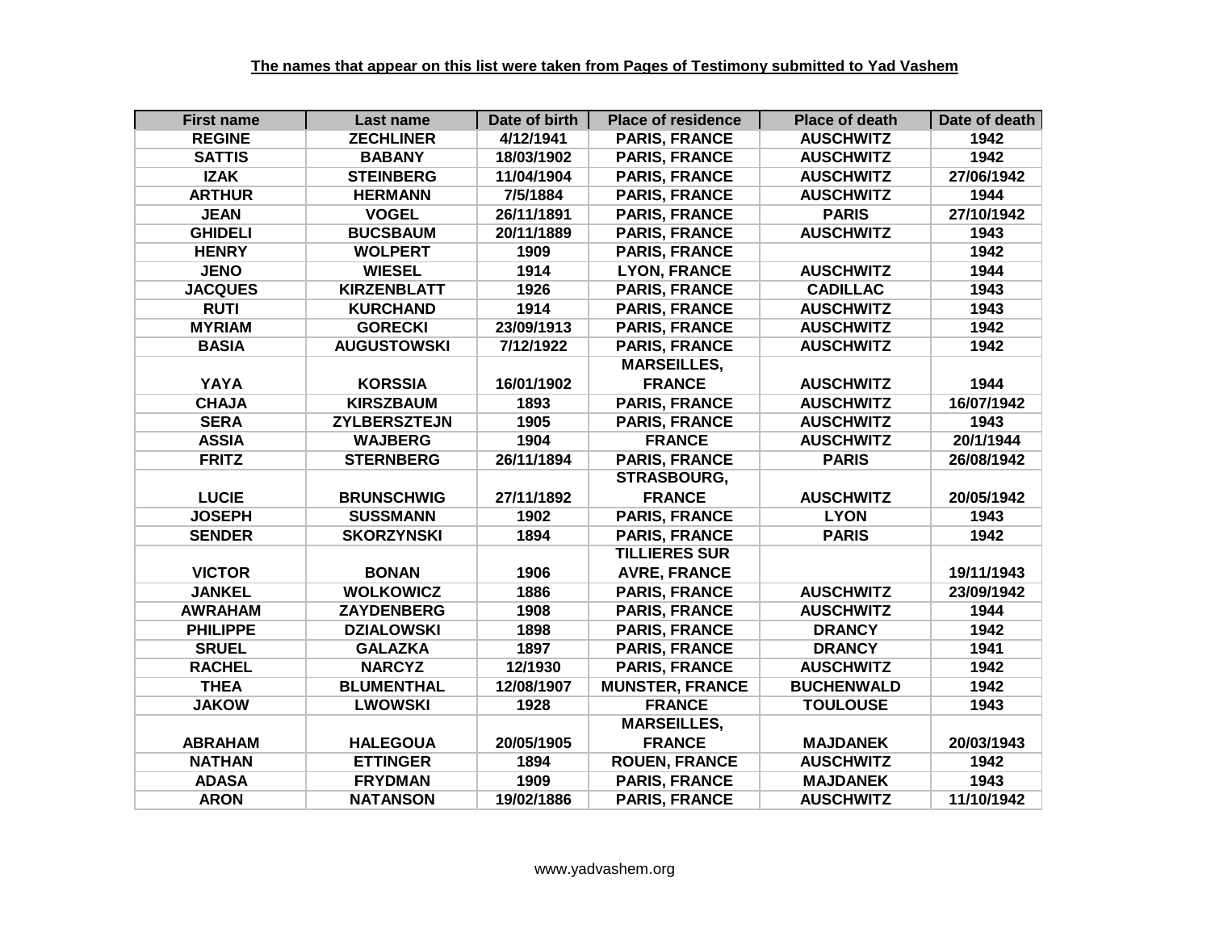**The names that appear on this list were taken from Pages of Testimony submitted to Yad Vashem**

| First name | Last name | Date of birth | Place of residence | Place of death | Date of death |
|---|---|---|---|---|---|
| REGINE | ZECHLINER | 4/12/1941 | PARIS, FRANCE | AUSCHWITZ | 1942 |
| SATTIS | BABANY | 18/03/1902 | PARIS, FRANCE | AUSCHWITZ | 1942 |
| IZAK | STEINBERG | 11/04/1904 | PARIS, FRANCE | AUSCHWITZ | 27/06/1942 |
| ARTHUR | HERMANN | 7/5/1884 | PARIS, FRANCE | AUSCHWITZ | 1944 |
| JEAN | VOGEL | 26/11/1891 | PARIS, FRANCE | PARIS | 27/10/1942 |
| GHIDELI | BUCSBAUM | 20/11/1889 | PARIS, FRANCE | AUSCHWITZ | 1943 |
| HENRY | WOLPERT | 1909 | PARIS, FRANCE | | 1942 |
| JENO | WIESEL | 1914 | LYON, FRANCE | AUSCHWITZ | 1944 |
| JACQUES | KIRZENBLATT | 1926 | PARIS, FRANCE | CADILLAC | 1943 |
| RUTI | KURCHAND | 1914 | PARIS, FRANCE | AUSCHWITZ | 1943 |
| MYRIAM | GORECKI | 23/09/1913 | PARIS, FRANCE | AUSCHWITZ | 1942 |
| BASIA | AUGUSTOWSKI | 7/12/1922 | PARIS, FRANCE | AUSCHWITZ | 1942 |
| YAYA | KORSSIA | 16/01/1902 | MARSEILLES, FRANCE | AUSCHWITZ | 1944 |
| CHAJA | KIRSZBAUM | 1893 | PARIS, FRANCE | AUSCHWITZ | 16/07/1942 |
| SERA | ZYLBERSZTEJN | 1905 | PARIS, FRANCE | AUSCHWITZ | 1943 |
| ASSIA | WAJBERG | 1904 | FRANCE | AUSCHWITZ | 20/1/1944 |
| FRITZ | STERNBERG | 26/11/1894 | PARIS, FRANCE | PARIS | 26/08/1942 |
| LUCIE | BRUNSCHWIG | 27/11/1892 | STRASBOURG, FRANCE | AUSCHWITZ | 20/05/1942 |
| JOSEPH | SUSSMANN | 1902 | PARIS, FRANCE | LYON | 1943 |
| SENDER | SKORZYNSKI | 1894 | PARIS, FRANCE | PARIS | 1942 |
| VICTOR | BONAN | 1906 | TILLIERES SUR AVRE, FRANCE | | 19/11/1943 |
| JANKEL | WOLKOWICZ | 1886 | PARIS, FRANCE | AUSCHWITZ | 23/09/1942 |
| AWRAHAM | ZAYDENBERG | 1908 | PARIS, FRANCE | AUSCHWITZ | 1944 |
| PHILIPPE | DZIALOWSKI | 1898 | PARIS, FRANCE | DRANCY | 1942 |
| SRUEL | GALAZKA | 1897 | PARIS, FRANCE | DRANCY | 1941 |
| RACHEL | NARCYZ | 12/1930 | PARIS, FRANCE | AUSCHWITZ | 1942 |
| THEA | BLUMENTHAL | 12/08/1907 | MUNSTER, FRANCE | BUCHENWALD | 1942 |
| JAKOW | LWOWSKI | 1928 | FRANCE | TOULOUSE | 1943 |
| ABRAHAM | HALEGOUA | 20/05/1905 | MARSEILLES, FRANCE | MAJDANEK | 20/03/1943 |
| NATHAN | ETTINGER | 1894 | ROUEN, FRANCE | AUSCHWITZ | 1942 |
| ADASA | FRYDMAN | 1909 | PARIS, FRANCE | MAJDANEK | 1943 |
| ARON | NATANSON | 19/02/1886 | PARIS, FRANCE | AUSCHWITZ | 11/10/1942 |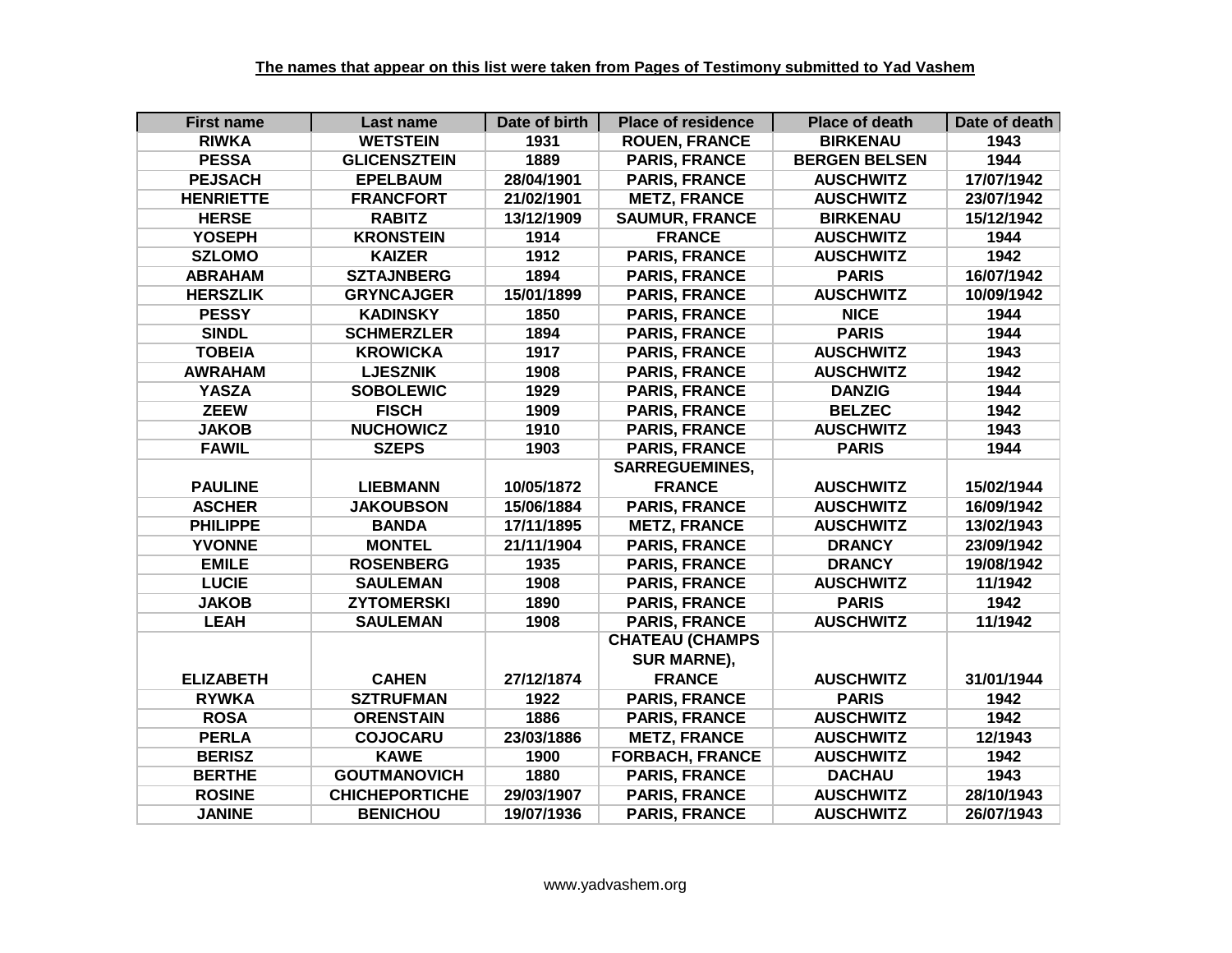**The names that appear on this list were taken from Pages of Testimony submitted to Yad Vashem**

| First name | Last name | Date of birth | Place of residence | Place of death | Date of death |
| --- | --- | --- | --- | --- | --- |
| RIWKA | WETSTEIN | 1931 | ROUEN, FRANCE | BIRKENAU | 1943 |
| PESSA | GLICENSZTEIN | 1889 | PARIS, FRANCE | BERGEN BELSEN | 1944 |
| PEJSACH | EPELBAUM | 28/04/1901 | PARIS, FRANCE | AUSCHWITZ | 17/07/1942 |
| HENRIETTE | FRANCFORT | 21/02/1901 | METZ, FRANCE | AUSCHWITZ | 23/07/1942 |
| HERSE | RABITZ | 13/12/1909 | SAUMUR, FRANCE | BIRKENAU | 15/12/1942 |
| YOSEPH | KRONSTEIN | 1914 | FRANCE | AUSCHWITZ | 1944 |
| SZLOMO | KAIZER | 1912 | PARIS, FRANCE | AUSCHWITZ | 1942 |
| ABRAHAM | SZTAJNBERG | 1894 | PARIS, FRANCE | PARIS | 16/07/1942 |
| HERSZLIK | GRYNCAJGER | 15/01/1899 | PARIS, FRANCE | AUSCHWITZ | 10/09/1942 |
| PESSY | KADINSKY | 1850 | PARIS, FRANCE | NICE | 1944 |
| SINDL | SCHMERZLER | 1894 | PARIS, FRANCE | PARIS | 1944 |
| TOBEIA | KROWICKA | 1917 | PARIS, FRANCE | AUSCHWITZ | 1943 |
| AWRAHAM | LJESZNIK | 1908 | PARIS, FRANCE | AUSCHWITZ | 1942 |
| YASZA | SOBOLEWIC | 1929 | PARIS, FRANCE | DANZIG | 1944 |
| ZEEW | FISCH | 1909 | PARIS, FRANCE | BELZEC | 1942 |
| JAKOB | NUCHOWICZ | 1910 | PARIS, FRANCE | AUSCHWITZ | 1943 |
| FAWIL | SZEPS | 1903 | PARIS, FRANCE | PARIS | 1944 |
| PAULINE | LIEBMANN | 10/05/1872 | SARREGUEMINES, FRANCE | AUSCHWITZ | 15/02/1944 |
| ASCHER | JAKOUBSON | 15/06/1884 | PARIS, FRANCE | AUSCHWITZ | 16/09/1942 |
| PHILIPPE | BANDA | 17/11/1895 | METZ, FRANCE | AUSCHWITZ | 13/02/1943 |
| YVONNE | MONTEL | 21/11/1904 | PARIS, FRANCE | DRANCY | 23/09/1942 |
| EMILE | ROSENBERG | 1935 | PARIS, FRANCE | DRANCY | 19/08/1942 |
| LUCIE | SAULEMAN | 1908 | PARIS, FRANCE | AUSCHWITZ | 11/1942 |
| JAKOB | ZYTOMERSKI | 1890 | PARIS, FRANCE | PARIS | 1942 |
| LEAH | SAULEMAN | 1908 | PARIS, FRANCE | AUSCHWITZ | 11/1942 |
| ELIZABETH | CAHEN | 27/12/1874 | CHATEAU (CHAMPS SUR MARNE), FRANCE | AUSCHWITZ | 31/01/1944 |
| RYWKA | SZTRUFMAN | 1922 | PARIS, FRANCE | PARIS | 1942 |
| ROSA | ORENSTAIN | 1886 | PARIS, FRANCE | AUSCHWITZ | 1942 |
| PERLA | COJOCARU | 23/03/1886 | METZ, FRANCE | AUSCHWITZ | 12/1943 |
| BERISZ | KAWE | 1900 | FORBACH, FRANCE | AUSCHWITZ | 1942 |
| BERTHE | GOUTMANOVICH | 1880 | PARIS, FRANCE | DACHAU | 1943 |
| ROSINE | CHICHEPORTICHE | 29/03/1907 | PARIS, FRANCE | AUSCHWITZ | 28/10/1943 |
| JANINE | BENICHOU | 19/07/1936 | PARIS, FRANCE | AUSCHWITZ | 26/07/1943 |

www.yadvashem.org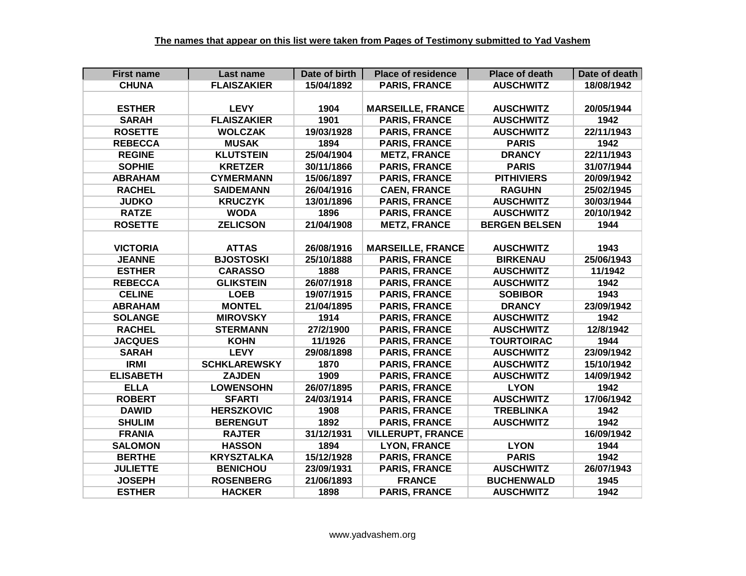**The names that appear on this list were taken from Pages of Testimony submitted to Yad Vashem**

| First name | Last name | Date of birth | Place of residence | Place of death | Date of death |
|---|---|---|---|---|---|
| CHUNA | FLAISZAKIER | 15/04/1892 | PARIS, FRANCE | AUSCHWITZ | 18/08/1942 |
| ESTHER | LEVY | 1904 | MARSEILLE, FRANCE | AUSCHWITZ | 20/05/1944 |
| SARAH | FLAISZAKIER | 1901 | PARIS, FRANCE | AUSCHWITZ | 1942 |
| ROSETTE | WOLCZAK | 19/03/1928 | PARIS, FRANCE | AUSCHWITZ | 22/11/1943 |
| REBECCA | MUSAK | 1894 | PARIS, FRANCE | PARIS | 1942 |
| REGINE | KLUTSTEIN | 25/04/1904 | METZ, FRANCE | DRANCY | 22/11/1943 |
| SOPHIE | KRETZER | 30/11/1866 | PARIS, FRANCE | PARIS | 31/07/1944 |
| ABRAHAM | CYMERMANN | 15/06/1897 | PARIS, FRANCE | PITHIVIERS | 20/09/1942 |
| RACHEL | SAIDEMANN | 26/04/1916 | CAEN, FRANCE | RAGUHN | 25/02/1945 |
| JUDKO | KRUCZYK | 13/01/1896 | PARIS, FRANCE | AUSCHWITZ | 30/03/1944 |
| RATZE | WODA | 1896 | PARIS, FRANCE | AUSCHWITZ | 20/10/1942 |
| ROSETTE | ZELICSON | 21/04/1908 | METZ, FRANCE | BERGEN BELSEN | 1944 |
| VICTORIA | ATTAS | 26/08/1916 | MARSEILLE, FRANCE | AUSCHWITZ | 1943 |
| JEANNE | BJOSTOSKI | 25/10/1888 | PARIS, FRANCE | BIRKENAU | 25/06/1943 |
| ESTHER | CARASSO | 1888 | PARIS, FRANCE | AUSCHWITZ | 11/1942 |
| REBECCA | GLIKSTEIN | 26/07/1918 | PARIS, FRANCE | AUSCHWITZ | 1942 |
| CELINE | LOEB | 19/07/1915 | PARIS, FRANCE | SOBIBOR | 1943 |
| ABRAHAM | MONTEL | 21/04/1895 | PARIS, FRANCE | DRANCY | 23/09/1942 |
| SOLANGE | MIROVSKY | 1914 | PARIS, FRANCE | AUSCHWITZ | 1942 |
| RACHEL | STERMANN | 27/2/1900 | PARIS, FRANCE | AUSCHWITZ | 12/8/1942 |
| JACQUES | KOHN | 11/1926 | PARIS, FRANCE | TOURTOIRAC | 1944 |
| SARAH | LEVY | 29/08/1898 | PARIS, FRANCE | AUSCHWITZ | 23/09/1942 |
| IRMI | SCHKLAREWSKY | 1870 | PARIS, FRANCE | AUSCHWITZ | 15/10/1942 |
| ELISABETH | ZAJDEN | 1909 | PARIS, FRANCE | AUSCHWITZ | 14/09/1942 |
| ELLA | LOWENSOHN | 26/07/1895 | PARIS, FRANCE | LYON | 1942 |
| ROBERT | SFARTI | 24/03/1914 | PARIS, FRANCE | AUSCHWITZ | 17/06/1942 |
| DAWID | HERSZKOVIC | 1908 | PARIS, FRANCE | TREBLINKA | 1942 |
| SHULIM | BERENGUT | 1892 | PARIS, FRANCE | AUSCHWITZ | 1942 |
| FRANIA | RAJTER | 31/12/1931 | VILLERUPT, FRANCE | | 16/09/1942 |
| SALOMON | HASSON | 1894 | LYON, FRANCE | LYON | 1944 |
| BERTHE | KRYSZTALKA | 15/12/1928 | PARIS, FRANCE | PARIS | 1942 |
| JULIETTE | BENICHOU | 23/09/1931 | PARIS, FRANCE | AUSCHWITZ | 26/07/1943 |
| JOSEPH | ROSENBERG | 21/06/1893 | FRANCE | BUCHENWALD | 1945 |
| ESTHER | HACKER | 1898 | PARIS, FRANCE | AUSCHWITZ | 1942 |

www.yadvashem.org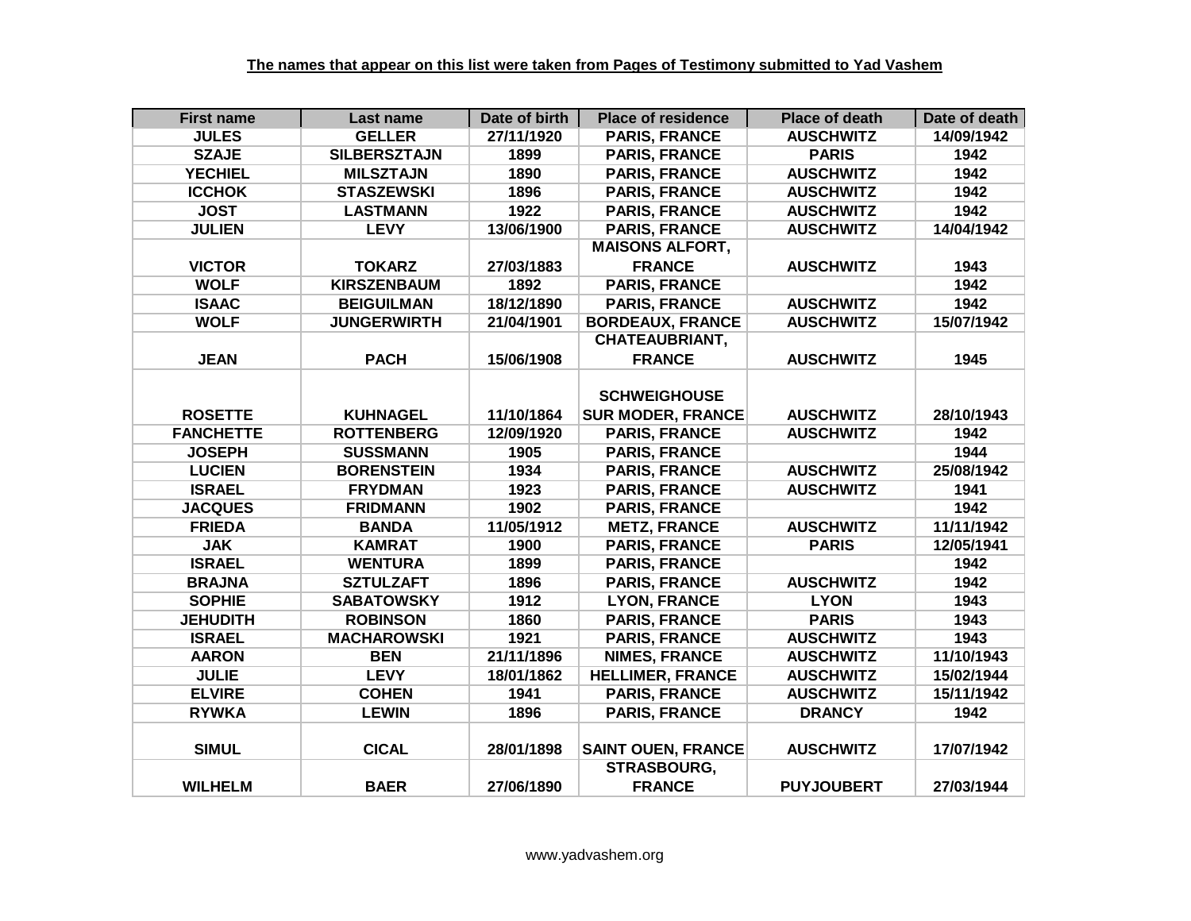**The names that appear on this list were taken from Pages of Testimony submitted to Yad Vashem**

| First name | Last name | Date of birth | Place of residence | Place of death | Date of death |
|---|---|---|---|---|---|
| JULES | GELLER | 27/11/1920 | PARIS, FRANCE | AUSCHWITZ | 14/09/1942 |
| SZAJE | SILBERSZTAJN | 1899 | PARIS, FRANCE | PARIS | 1942 |
| YECHIEL | MILSZTAJN | 1890 | PARIS, FRANCE | AUSCHWITZ | 1942 |
| ICCHOK | STASZEWSKI | 1896 | PARIS, FRANCE | AUSCHWITZ | 1942 |
| JOST | LASTMANN | 1922 | PARIS, FRANCE | AUSCHWITZ | 1942 |
| JULIEN | LEVY | 13/06/1900 | PARIS, FRANCE | AUSCHWITZ | 14/04/1942 |
| VICTOR | TOKARZ | 27/03/1883 | MAISONS ALFORT, FRANCE | AUSCHWITZ | 1943 |
| WOLF | KIRSZENBAUM | 1892 | PARIS, FRANCE | | 1942 |
| ISAAC | BEIGUILMAN | 18/12/1890 | PARIS, FRANCE | AUSCHWITZ | 1942 |
| WOLF | JUNGERWIRTH | 21/04/1901 | BORDEAUX, FRANCE | AUSCHWITZ | 15/07/1942 |
| JEAN | PACH | 15/06/1908 | CHATEAUBRIANT, FRANCE | AUSCHWITZ | 1945 |
| ROSETTE | KUHNAGEL | 11/10/1864 | SCHWEIGHOUSE SUR MODER, FRANCE | AUSCHWITZ | 28/10/1943 |
| FANCHETTE | ROTTENBERG | 12/09/1920 | PARIS, FRANCE | AUSCHWITZ | 1942 |
| JOSEPH | SUSSMANN | 1905 | PARIS, FRANCE | | 1944 |
| LUCIEN | BORENSTEIN | 1934 | PARIS, FRANCE | AUSCHWITZ | 25/08/1942 |
| ISRAEL | FRYDMAN | 1923 | PARIS, FRANCE | AUSCHWITZ | 1941 |
| JACQUES | FRIDMANN | 1902 | PARIS, FRANCE | | 1942 |
| FRIEDA | BANDA | 11/05/1912 | METZ, FRANCE | AUSCHWITZ | 11/11/1942 |
| JAK | KAMRAT | 1900 | PARIS, FRANCE | PARIS | 12/05/1941 |
| ISRAEL | WENTURA | 1899 | PARIS, FRANCE | | 1942 |
| BRAJNA | SZTULZAFT | 1896 | PARIS, FRANCE | AUSCHWITZ | 1942 |
| SOPHIE | SABATOWSKY | 1912 | LYON, FRANCE | LYON | 1943 |
| JEHUDITH | ROBINSON | 1860 | PARIS, FRANCE | PARIS | 1943 |
| ISRAEL | MACHAROWSKI | 1921 | PARIS, FRANCE | AUSCHWITZ | 1943 |
| AARON | BEN | 21/11/1896 | NIMES, FRANCE | AUSCHWITZ | 11/10/1943 |
| JULIE | LEVY | 18/01/1862 | HELLIMER, FRANCE | AUSCHWITZ | 15/02/1944 |
| ELVIRE | COHEN | 1941 | PARIS, FRANCE | AUSCHWITZ | 15/11/1942 |
| RYWKA | LEWIN | 1896 | PARIS, FRANCE | DRANCY | 1942 |
| SIMUL | CICAL | 28/01/1898 | SAINT OUEN, FRANCE | AUSCHWITZ | 17/07/1942 |
| WILHELM | BAER | 27/06/1890 | STRASBOURG, FRANCE | PUYJOUBERT | 27/03/1944 |

www.yadvashem.org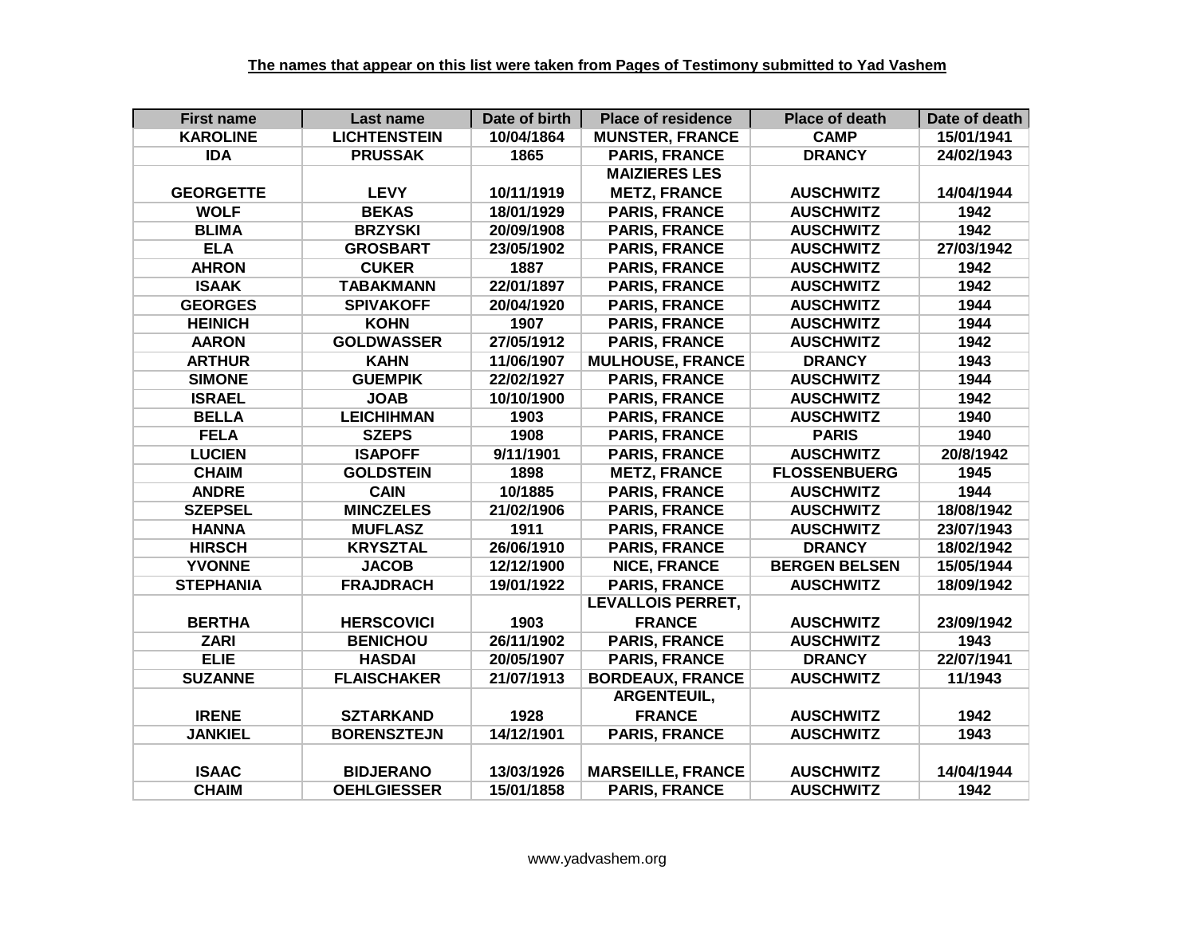**The names that appear on this list were taken from Pages of Testimony submitted to Yad Vashem**

| First name | Last name | Date of birth | Place of residence | Place of death | Date of death |
|---|---|---|---|---|---|
| KAROLINE | LICHTENSTEIN | 10/04/1864 | MUNSTER, FRANCE | CAMP | 15/01/1941 |
| IDA | PRUSSAK | 1865 | PARIS, FRANCE | DRANCY | 24/02/1943 |
| GEORGETTE | LEVY | 10/11/1919 | MAIZIERES LES METZ, FRANCE | AUSCHWITZ | 14/04/1944 |
| WOLF | BEKAS | 18/01/1929 | PARIS, FRANCE | AUSCHWITZ | 1942 |
| BLIMA | BRZYSKI | 20/09/1908 | PARIS, FRANCE | AUSCHWITZ | 1942 |
| ELA | GROSBART | 23/05/1902 | PARIS, FRANCE | AUSCHWITZ | 27/03/1942 |
| AHRON | CUKER | 1887 | PARIS, FRANCE | AUSCHWITZ | 1942 |
| ISAAK | TABAKMANN | 22/01/1897 | PARIS, FRANCE | AUSCHWITZ | 1942 |
| GEORGES | SPIVAKOFF | 20/04/1920 | PARIS, FRANCE | AUSCHWITZ | 1944 |
| HEINICH | KOHN | 1907 | PARIS, FRANCE | AUSCHWITZ | 1944 |
| AARON | GOLDWASSER | 27/05/1912 | PARIS, FRANCE | AUSCHWITZ | 1942 |
| ARTHUR | KAHN | 11/06/1907 | MULHOUSE, FRANCE | DRANCY | 1943 |
| SIMONE | GUEMPIK | 22/02/1927 | PARIS, FRANCE | AUSCHWITZ | 1944 |
| ISRAEL | JOAB | 10/10/1900 | PARIS, FRANCE | AUSCHWITZ | 1942 |
| BELLA | LEICHIHMAN | 1903 | PARIS, FRANCE | AUSCHWITZ | 1940 |
| FELA | SZEPS | 1908 | PARIS, FRANCE | PARIS | 1940 |
| LUCIEN | ISAPOFF | 9/11/1901 | PARIS, FRANCE | AUSCHWITZ | 20/8/1942 |
| CHAIM | GOLDSTEIN | 1898 | METZ, FRANCE | FLOSSENBUERG | 1945 |
| ANDRE | CAIN | 10/1885 | PARIS, FRANCE | AUSCHWITZ | 1944 |
| SZEPSEL | MINCZELES | 21/02/1906 | PARIS, FRANCE | AUSCHWITZ | 18/08/1942 |
| HANNA | MUFLASZ | 1911 | PARIS, FRANCE | AUSCHWITZ | 23/07/1943 |
| HIRSCH | KRYSZTAL | 26/06/1910 | PARIS, FRANCE | DRANCY | 18/02/1942 |
| YVONNE | JACOB | 12/12/1900 | NICE, FRANCE | BERGEN BELSEN | 15/05/1944 |
| STEPHANIA | FRAJDRACH | 19/01/1922 | PARIS, FRANCE | AUSCHWITZ | 18/09/1942 |
| BERTHA | HERSCOVICI | 1903 | LEVALLOIS PERRET, FRANCE | AUSCHWITZ | 23/09/1942 |
| ZARI | BENICHOU | 26/11/1902 | PARIS, FRANCE | AUSCHWITZ | 1943 |
| ELIE | HASDAI | 20/05/1907 | PARIS, FRANCE | DRANCY | 22/07/1941 |
| SUZANNE | FLAISCHAKER | 21/07/1913 | BORDEAUX, FRANCE | AUSCHWITZ | 11/1943 |
| IRENE | SZTARKAND | 1928 | ARGENTEUIL, FRANCE | AUSCHWITZ | 1942 |
| JANKIEL | BORENSZTEJN | 14/12/1901 | PARIS, FRANCE | AUSCHWITZ | 1943 |
| ISAAC | BIDJERANO | 13/03/1926 | MARSEILLE, FRANCE | AUSCHWITZ | 14/04/1944 |
| CHAIM | OEHLGIESSER | 15/01/1858 | PARIS, FRANCE | AUSCHWITZ | 1942 |

www.yadvashem.org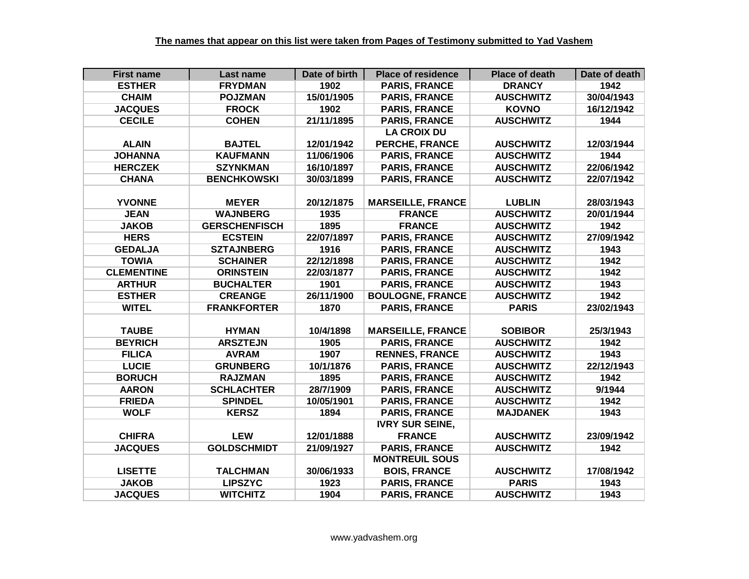**The names that appear on this list were taken from Pages of Testimony submitted to Yad Vashem**

| First name | Last name | Date of birth | Place of residence | Place of death | Date of death |
|---|---|---|---|---|---|
| ESTHER | FRYDMAN | 1902 | PARIS, FRANCE | DRANCY | 1942 |
| CHAIM | POJZMAN | 15/01/1905 | PARIS, FRANCE | AUSCHWITZ | 30/04/1943 |
| JACQUES | FROCK | 1902 | PARIS, FRANCE | KOVNO | 16/12/1942 |
| CECILE | COHEN | 21/11/1895 | PARIS, FRANCE | AUSCHWITZ | 1944 |
| ALAIN | BAJTEL | 12/01/1942 | LA CROIX DU PERCHE, FRANCE | AUSCHWITZ | 12/03/1944 |
| JOHANNA | KAUFMANN | 11/06/1906 | PARIS, FRANCE | AUSCHWITZ | 1944 |
| HERCZEK | SZYNKMAN | 16/10/1897 | PARIS, FRANCE | AUSCHWITZ | 22/06/1942 |
| CHANA | BENCHKOWSKI | 30/03/1899 | PARIS, FRANCE | AUSCHWITZ | 22/07/1942 |
| YVONNE | MEYER | 20/12/1875 | MARSEILLE, FRANCE | LUBLIN | 28/03/1943 |
| JEAN | WAJNBERG | 1935 | FRANCE | AUSCHWITZ | 20/01/1944 |
| JAKOB | GERSCHENFISCH | 1895 | FRANCE | AUSCHWITZ | 1942 |
| HERS | ECSTEIN | 22/07/1897 | PARIS, FRANCE | AUSCHWITZ | 27/09/1942 |
| GEDALJA | SZTAJNBERG | 1916 | PARIS, FRANCE | AUSCHWITZ | 1943 |
| TOWIA | SCHAINER | 22/12/1898 | PARIS, FRANCE | AUSCHWITZ | 1942 |
| CLEMENTINE | ORINSTEIN | 22/03/1877 | PARIS, FRANCE | AUSCHWITZ | 1942 |
| ARTHUR | BUCHALTER | 1901 | PARIS, FRANCE | AUSCHWITZ | 1943 |
| ESTHER | CREANGE | 26/11/1900 | BOULOGNE, FRANCE | AUSCHWITZ | 1942 |
| WITEL | FRANKFORTER | 1870 | PARIS, FRANCE | PARIS | 23/02/1943 |
| TAUBE | HYMAN | 10/4/1898 | MARSEILLE, FRANCE | SOBIBOR | 25/3/1943 |
| BEYRICH | ARSZTEJN | 1905 | PARIS, FRANCE | AUSCHWITZ | 1942 |
| FILICA | AVRAM | 1907 | RENNES, FRANCE | AUSCHWITZ | 1943 |
| LUCIE | GRUNBERG | 10/1/1876 | PARIS, FRANCE | AUSCHWITZ | 22/12/1943 |
| BORUCH | RAJZMAN | 1895 | PARIS, FRANCE | AUSCHWITZ | 1942 |
| AARON | SCHLACHTER | 28/7/1909 | PARIS, FRANCE | AUSCHWITZ | 9/1944 |
| FRIEDA | SPINDEL | 10/05/1901 | PARIS, FRANCE | AUSCHWITZ | 1942 |
| WOLF | KERSZ | 1894 | PARIS, FRANCE | MAJDANEK | 1943 |
| CHIFRA | LEW | 12/01/1888 | IVRY SUR SEINE, FRANCE | AUSCHWITZ | 23/09/1942 |
| JACQUES | GOLDSCHMIDT | 21/09/1927 | PARIS, FRANCE | AUSCHWITZ | 1942 |
| LISETTE | TALCHMAN | 30/06/1933 | MONTREUIL SOUS BOIS, FRANCE | AUSCHWITZ | 17/08/1942 |
| JAKOB | LIPSZYC | 1923 | PARIS, FRANCE | PARIS | 1943 |
| JACQUES | WITCHITZ | 1904 | PARIS, FRANCE | AUSCHWITZ | 1943 |

www.yadvashem.org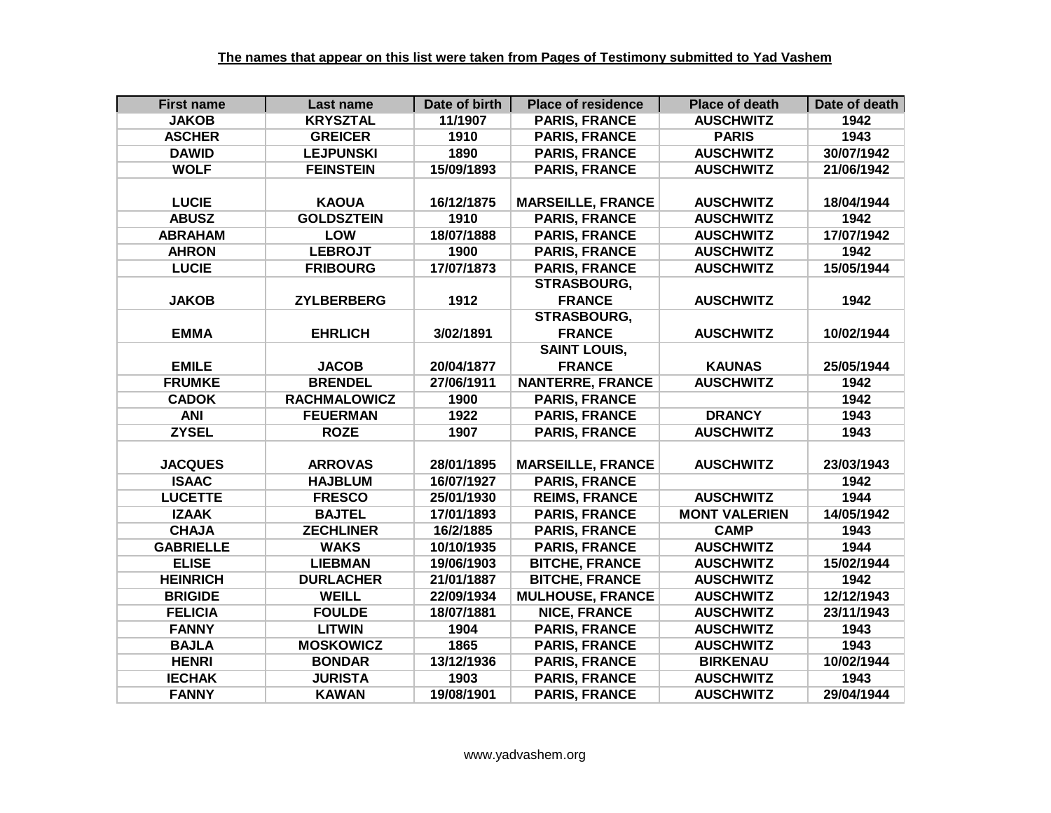**The names that appear on this list were taken from Pages of Testimony submitted to Yad Vashem**

| First name | Last name | Date of birth | Place of residence | Place of death | Date of death |
|---|---|---|---|---|---|
| JAKOB | KRYSZTAL | 11/1907 | PARIS, FRANCE | AUSCHWITZ | 1942 |
| ASCHER | GREICER | 1910 | PARIS, FRANCE | PARIS | 1943 |
| DAWID | LEJPUNSKI | 1890 | PARIS, FRANCE | AUSCHWITZ | 30/07/1942 |
| WOLF | FEINSTEIN | 15/09/1893 | PARIS, FRANCE | AUSCHWITZ | 21/06/1942 |
| LUCIE | KAOUA | 16/12/1875 | MARSEILLE, FRANCE | AUSCHWITZ | 18/04/1944 |
| ABUSZ | GOLDSZTEIN | 1910 | PARIS, FRANCE | AUSCHWITZ | 1942 |
| ABRAHAM | LOW | 18/07/1888 | PARIS, FRANCE | AUSCHWITZ | 17/07/1942 |
| AHRON | LEBROJT | 1900 | PARIS, FRANCE | AUSCHWITZ | 1942 |
| LUCIE | FRIBOURG | 17/07/1873 | PARIS, FRANCE | AUSCHWITZ | 15/05/1944 |
| JAKOB | ZYLBERBERG | 1912 | STRASBOURG, FRANCE | AUSCHWITZ | 1942 |
| EMMA | EHRLICH | 3/02/1891 | STRASBOURG, FRANCE | AUSCHWITZ | 10/02/1944 |
| EMILE | JACOB | 20/04/1877 | SAINT LOUIS, FRANCE | KAUNAS | 25/05/1944 |
| FRUMKE | BRENDEL | 27/06/1911 | NANTERRE, FRANCE | AUSCHWITZ | 1942 |
| CADOK | RACHMALOWICZ | 1900 | PARIS, FRANCE | | 1942 |
| ANI | FEUERMAN | 1922 | PARIS, FRANCE | DRANCY | 1943 |
| ZYSEL | ROZE | 1907 | PARIS, FRANCE | AUSCHWITZ | 1943 |
| JACQUES | ARROVAS | 28/01/1895 | MARSEILLE, FRANCE | AUSCHWITZ | 23/03/1943 |
| ISAAC | HAJBLUM | 16/07/1927 | PARIS, FRANCE | | 1942 |
| LUCETTE | FRESCO | 25/01/1930 | REIMS, FRANCE | AUSCHWITZ | 1944 |
| IZAAK | BAJTEL | 17/01/1893 | PARIS, FRANCE | MONT VALERIEN | 14/05/1942 |
| CHAJA | ZECHLINER | 16/2/1885 | PARIS, FRANCE | CAMP | 1943 |
| GABRIELLE | WAKS | 10/10/1935 | PARIS, FRANCE | AUSCHWITZ | 1944 |
| ELISE | LIEBMAN | 19/06/1903 | BITCHE, FRANCE | AUSCHWITZ | 15/02/1944 |
| HEINRICH | DURLACHER | 21/01/1887 | BITCHE, FRANCE | AUSCHWITZ | 1942 |
| BRIGIDE | WEILL | 22/09/1934 | MULHOUSE, FRANCE | AUSCHWITZ | 12/12/1943 |
| FELICIA | FOULDE | 18/07/1881 | NICE, FRANCE | AUSCHWITZ | 23/11/1943 |
| FANNY | LITWIN | 1904 | PARIS, FRANCE | AUSCHWITZ | 1943 |
| BAJLA | MOSKOWICZ | 1865 | PARIS, FRANCE | AUSCHWITZ | 1943 |
| HENRI | BONDAR | 13/12/1936 | PARIS, FRANCE | BIRKENAU | 10/02/1944 |
| IECHAK | JURISTA | 1903 | PARIS, FRANCE | AUSCHWITZ | 1943 |
| FANNY | KAWAN | 19/08/1901 | PARIS, FRANCE | AUSCHWITZ | 29/04/1944 |

www.yadvashem.org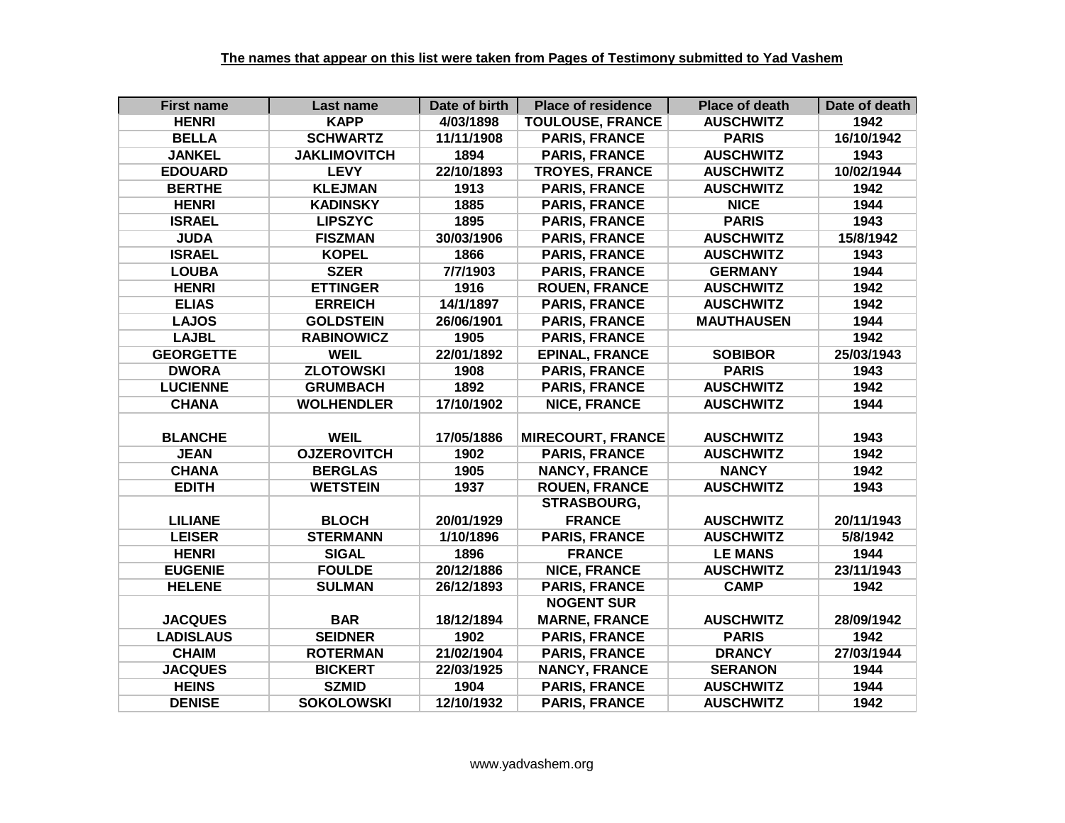**The names that appear on this list were taken from Pages of Testimony submitted to Yad Vashem**

| First name | Last name | Date of birth | Place of residence | Place of death | Date of death |
|---|---|---|---|---|---|
| HENRI | KAPP | 4/03/1898 | TOULOUSE, FRANCE | AUSCHWITZ | 1942 |
| BELLA | SCHWARTZ | 11/11/1908 | PARIS, FRANCE | PARIS | 16/10/1942 |
| JANKEL | JAKLIMOVITCH | 1894 | PARIS, FRANCE | AUSCHWITZ | 1943 |
| EDOUARD | LEVY | 22/10/1893 | TROYES, FRANCE | AUSCHWITZ | 10/02/1944 |
| BERTHE | KLEJMAN | 1913 | PARIS, FRANCE | AUSCHWITZ | 1942 |
| HENRI | KADINSKY | 1885 | PARIS, FRANCE | NICE | 1944 |
| ISRAEL | LIPSZYC | 1895 | PARIS, FRANCE | PARIS | 1943 |
| JUDA | FISZMAN | 30/03/1906 | PARIS, FRANCE | AUSCHWITZ | 15/8/1942 |
| ISRAEL | KOPEL | 1866 | PARIS, FRANCE | AUSCHWITZ | 1943 |
| LOUBA | SZER | 7/7/1903 | PARIS, FRANCE | GERMANY | 1944 |
| HENRI | ETTINGER | 1916 | ROUEN, FRANCE | AUSCHWITZ | 1942 |
| ELIAS | ERREICH | 14/1/1897 | PARIS, FRANCE | AUSCHWITZ | 1942 |
| LAJOS | GOLDSTEIN | 26/06/1901 | PARIS, FRANCE | MAUTHAUSEN | 1944 |
| LAJBL | RABINOWICZ | 1905 | PARIS, FRANCE | | 1942 |
| GEORGETTE | WEIL | 22/01/1892 | EPINAL, FRANCE | SOBIBOR | 25/03/1943 |
| DWORA | ZLOTOWSKI | 1908 | PARIS, FRANCE | PARIS | 1943 |
| LUCIENNE | GRUMBACH | 1892 | PARIS, FRANCE | AUSCHWITZ | 1942 |
| CHANA | WOLHENDLER | 17/10/1902 | NICE, FRANCE | AUSCHWITZ | 1944 |
| BLANCHE | WEIL | 17/05/1886 | MIRECOURT, FRANCE | AUSCHWITZ | 1943 |
| JEAN | OJZEROVITCH | 1902 | PARIS, FRANCE | AUSCHWITZ | 1942 |
| CHANA | BERGLAS | 1905 | NANCY, FRANCE | NANCY | 1942 |
| EDITH | WETSTEIN | 1937 | ROUEN, FRANCE | AUSCHWITZ | 1943 |
| LILIANE | BLOCH | 20/01/1929 | STRASBOURG, FRANCE | AUSCHWITZ | 20/11/1943 |
| LEISER | STERMANN | 1/10/1896 | PARIS, FRANCE | AUSCHWITZ | 5/8/1942 |
| HENRI | SIGAL | 1896 | FRANCE | LE MANS | 1944 |
| EUGENIE | FOULDE | 20/12/1886 | NICE, FRANCE | AUSCHWITZ | 23/11/1943 |
| HELENE | SULMAN | 26/12/1893 | PARIS, FRANCE | CAMP | 1942 |
| JACQUES | BAR | 18/12/1894 | NOGENT SUR MARNE, FRANCE | AUSCHWITZ | 28/09/1942 |
| LADISLAUS | SEIDNER | 1902 | PARIS, FRANCE | PARIS | 1942 |
| CHAIM | ROTERMAN | 21/02/1904 | PARIS, FRANCE | DRANCY | 27/03/1944 |
| JACQUES | BICKERT | 22/03/1925 | NANCY, FRANCE | SERANON | 1944 |
| HEINS | SZMID | 1904 | PARIS, FRANCE | AUSCHWITZ | 1944 |
| DENISE | SOKOLOWSKI | 12/10/1932 | PARIS, FRANCE | AUSCHWITZ | 1942 |

www.yadvashem.org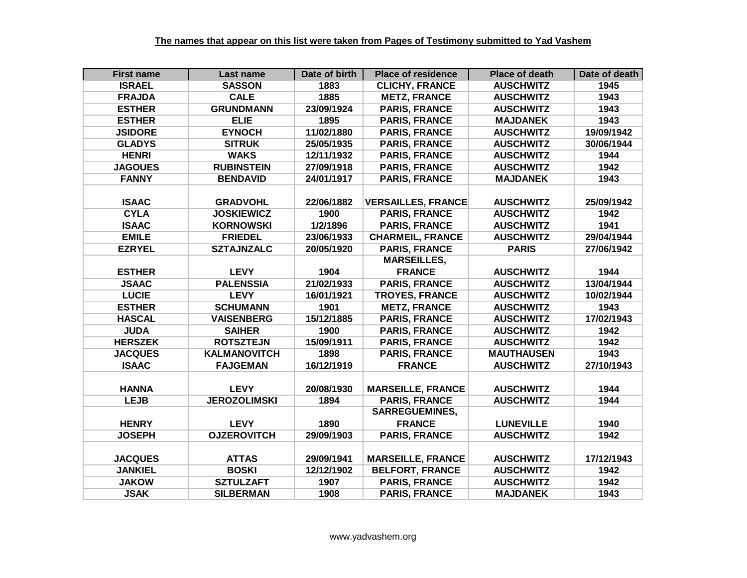**The names that appear on this list were taken from Pages of Testimony submitted to Yad Vashem**

| First name | Last name | Date of birth | Place of residence | Place of death | Date of death |
|---|---|---|---|---|---|
| ISRAEL | SASSON | 1883 | CLICHY, FRANCE | AUSCHWITZ | 1945 |
| FRAJDA | CALE | 1885 | METZ, FRANCE | AUSCHWITZ | 1943 |
| ESTHER | GRUNDMANN | 23/09/1924 | PARIS, FRANCE | AUSCHWITZ | 1943 |
| ESTHER | ELIE | 1895 | PARIS, FRANCE | MAJDANEK | 1943 |
| JSIDORE | EYNOCH | 11/02/1880 | PARIS, FRANCE | AUSCHWITZ | 19/09/1942 |
| GLADYS | SITRUK | 25/05/1935 | PARIS, FRANCE | AUSCHWITZ | 30/06/1944 |
| HENRI | WAKS | 12/11/1932 | PARIS, FRANCE | AUSCHWITZ | 1944 |
| JAGOUES | RUBINSTEIN | 27/09/1918 | PARIS, FRANCE | AUSCHWITZ | 1942 |
| FANNY | BENDAVID | 24/01/1917 | PARIS, FRANCE | MAJDANEK | 1943 |
| ISAAC | GRADVOHL | 22/06/1882 | VERSAILLES, FRANCE | AUSCHWITZ | 25/09/1942 |
| CYLA | JOSKIEWICZ | 1900 | PARIS, FRANCE | AUSCHWITZ | 1942 |
| ISAAC | KORNOWSKI | 1/2/1896 | PARIS, FRANCE | AUSCHWITZ | 1941 |
| EMILE | FRIEDEL | 23/06/1933 | CHARMEIL, FRANCE | AUSCHWITZ | 29/04/1944 |
| EZRYEL | SZTAJNZALC | 20/05/1920 | PARIS, FRANCE | PARIS | 27/06/1942 |
| ESTHER | LEVY | 1904 | MARSEILLES, FRANCE | AUSCHWITZ | 1944 |
| JSAAC | PALENSSIA | 21/02/1933 | PARIS, FRANCE | AUSCHWITZ | 13/04/1944 |
| LUCIE | LEVY | 16/01/1921 | TROYES, FRANCE | AUSCHWITZ | 10/02/1944 |
| ESTHER | SCHUMANN | 1901 | METZ, FRANCE | AUSCHWITZ | 1943 |
| HASCAL | VAISENBERG | 15/12/1885 | PARIS, FRANCE | AUSCHWITZ | 17/02/1943 |
| JUDA | SAIHER | 1900 | PARIS, FRANCE | AUSCHWITZ | 1942 |
| HERSZEK | ROTSZTEJN | 15/09/1911 | PARIS, FRANCE | AUSCHWITZ | 1942 |
| JACQUES | KALMANOVITCH | 1898 | PARIS, FRANCE | MAUTHAUSEN | 1943 |
| ISAAC | FAJGEMAN | 16/12/1919 | FRANCE | AUSCHWITZ | 27/10/1943 |
| HANNA | LEVY | 20/08/1930 | MARSEILLE, FRANCE | AUSCHWITZ | 1944 |
| LEJB | JEROZOLIMSKI | 1894 | PARIS, FRANCE | AUSCHWITZ | 1944 |
| HENRY | LEVY | 1890 | SARREGUEMINES, FRANCE | LUNEVILLE | 1940 |
| JOSEPH | OJZEROVITCH | 29/09/1903 | PARIS, FRANCE | AUSCHWITZ | 1942 |
| JACQUES | ATTAS | 29/09/1941 | MARSEILLE, FRANCE | AUSCHWITZ | 17/12/1943 |
| JANKIEL | BOSKI | 12/12/1902 | BELFORT, FRANCE | AUSCHWITZ | 1942 |
| JAKOW | SZTULZAFT | 1907 | PARIS, FRANCE | AUSCHWITZ | 1942 |
| JSAK | SILBERMAN | 1908 | PARIS, FRANCE | MAJDANEK | 1943 |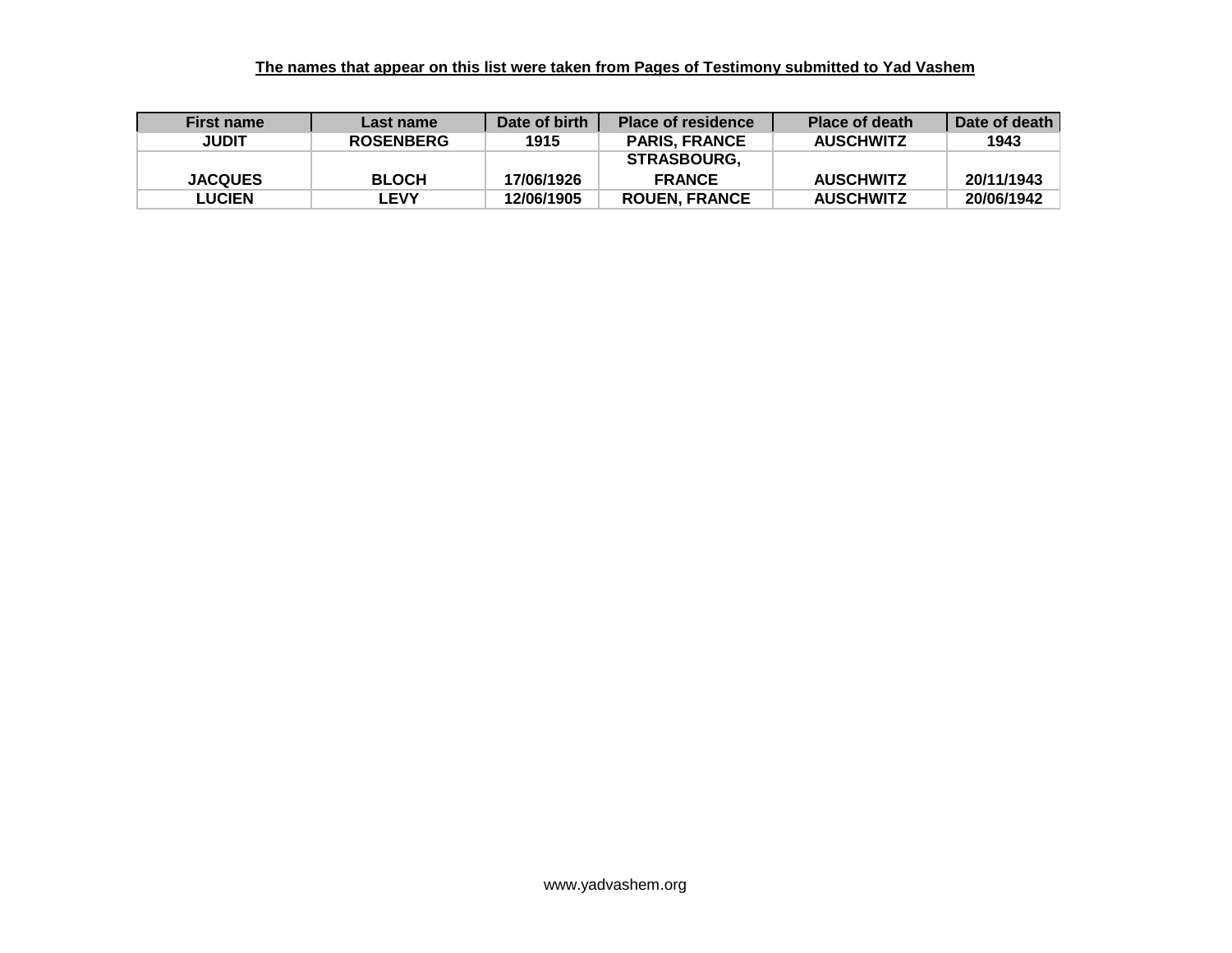**The names that appear on this list were taken from Pages of Testimony submitted to Yad Vashem**

| First name | Last name | Date of birth | Place of residence | Place of death | Date of death |
|---|---|---|---|---|---|
| JUDIT | ROSENBERG | 1915 | PARIS, FRANCE | AUSCHWITZ | 1943 |
| JACQUES | BLOCH | 17/06/1926 | STRASBOURG, FRANCE | AUSCHWITZ | 20/11/1943 |
| LUCIEN | LEVY | 12/06/1905 | ROUEN, FRANCE | AUSCHWITZ | 20/06/1942 |

www.yadvashem.org